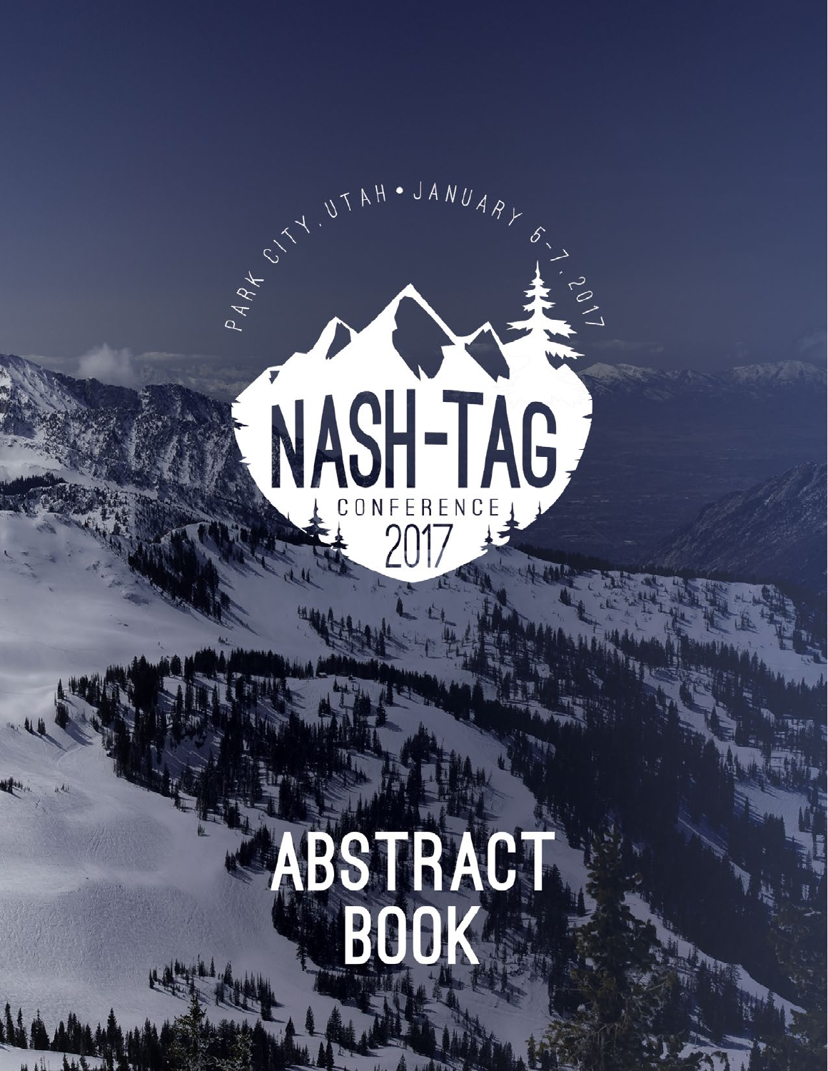PARK CITY, UTAH • JANUARY 5-7, 2017

# NASH-TAG

CONFERENCE

2017

# ABSTRACT BOOK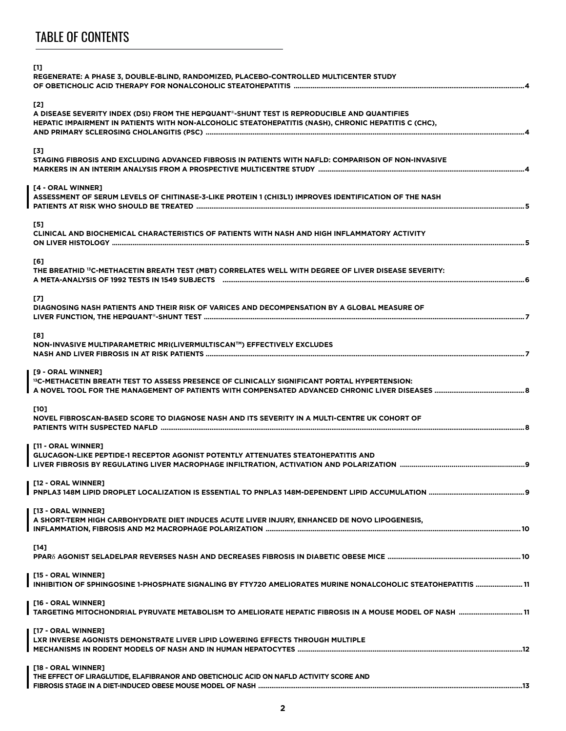# TABLE OF CONTENTS

**[1]**
**REGENERATE: A PHASE 3, DOUBLE-BLIND, RANDOMIZED, PLACEBO-CONTROLLED MULTICENTER STUDY OF OBETICHOLIC ACID THERAPY FOR NONALCOHOLIC STEATOHEPATITIS ........ 4**

**[2]**
**A DISEASE SEVERITY INDEX (DSI) FROM THE HEPQUANT®-SHUNT TEST IS REPRODUCIBLE AND QUANTIFIES HEPATIC IMPAIRMENT IN PATIENTS WITH NON-ALCOHOLIC STEATOHEPATITIS (NASH), CHRONIC HEPATITIS C (CHC), AND PRIMARY SCLEROSING CHOLANGITIS (PSC) ........ 4**

**[3]**
**STAGING FIBROSIS AND EXCLUDING ADVANCED FIBROSIS IN PATIENTS WITH NAFLD: COMPARISON OF NON-INVASIVE MARKERS IN AN INTERIM ANALYSIS FROM A PROSPECTIVE MULTICENTRE STUDY ........ 4**

**[4 - ORAL WINNER]**
**ASSESSMENT OF SERUM LEVELS OF CHITINASE-3-LIKE PROTEIN 1 (CHI3L1) IMPROVES IDENTIFICATION OF THE NASH PATIENTS AT RISK WHO SHOULD BE TREATED ........ 5**

**[5]**
**CLINICAL AND BIOCHEMICAL CHARACTERISTICS OF PATIENTS WITH NASH AND HIGH INFLAMMATORY ACTIVITY ON LIVER HISTOLOGY ........ 5**

**[6]**
**THE BREATHID $^{13}$C-METHACETIN BREATH TEST (MBT) CORRELATES WELL WITH DEGREE OF LIVER DISEASE SEVERITY: A META-ANALYSIS OF 1992 TESTS IN 1549 SUBJECTS ........ 6**

**[7]**
**DIAGNOSING NASH PATIENTS AND THEIR RISK OF VARICES AND DECOMPENSATION BY A GLOBAL MEASURE OF LIVER FUNCTION, THE HEPQUANT®-SHUNT TEST ........ 7**

**[8]**
**NON-INVASIVE MULTIPARAMETRIC MRI(LIVERMULTISCAN™) EFFECTIVELY EXCLUDES NASH AND LIVER FIBROSIS IN AT RISK PATIENTS ........ 7**

**[9 - ORAL WINNER]**
**$^{13}$C-METHACETIN BREATH TEST TO ASSESS PRESENCE OF CLINICALLY SIGNIFICANT PORTAL HYPERTENSION: A NOVEL TOOL FOR THE MANAGEMENT OF PATIENTS WITH COMPENSATED ADVANCED CHRONIC LIVER DISEASES ........ 8**

**[10]**
**NOVEL FIBROSCAN-BASED SCORE TO DIAGNOSE NASH AND ITS SEVERITY IN A MULTI-CENTRE UK COHORT OF PATIENTS WITH SUSPECTED NAFLD ........ 8**

**[11 - ORAL WINNER]**
**GLUCAGON-LIKE PEPTIDE-1 RECEPTOR AGONIST POTENTLY ATTENUATES STEATOHEPATITIS AND LIVER FIBROSIS BY REGULATING LIVER MACROPHAGE INFILTRATION, ACTIVATION AND POLARIZATION ........ 9**

**[12 - ORAL WINNER]**
**PNPLA3 148M LIPID DROPLET LOCALIZATION IS ESSENTIAL TO PNPLA3 148M-DEPENDENT LIPID ACCUMULATION ........ 9**

**[13 - ORAL WINNER]**
**A SHORT-TERM HIGH CARBOHYDRATE DIET INDUCES ACUTE LIVER INJURY, ENHANCED DE NOVO LIPOGENESIS, INFLAMMATION, FIBROSIS AND M2 MACROPHAGE POLARIZATION ........ 10**

**[14]**
**PPARδ AGONIST SELADELPAR REVERSES NASH AND DECREASES FIBROSIS IN DIABETIC OBESE MICE ........ 10**

**[15 - ORAL WINNER]**
**INHIBITION OF SPHINGOSINE 1-PHOSPHATE SIGNALING BY FTY720 AMELIORATES MURINE NONALCOHOLIC STEATOHEPATITIS ........ 11**

**[16 - ORAL WINNER]**
**TARGETING MITOCHONDRIAL PYRUVATE METABOLISM TO AMELIORATE HEPATIC FIBROSIS IN A MOUSE MODEL OF NASH ........ 11**

**[17 - ORAL WINNER]**
**LXR INVERSE AGONISTS DEMONSTRATE LIVER LIPID LOWERING EFFECTS THROUGH MULTIPLE MECHANISMS IN RODENT MODELS OF NASH AND IN HUMAN HEPATOCYTES ........ 12**

**[18 - ORAL WINNER]**
**THE EFFECT OF LIRAGLUTIDE, ELAFIBRANOR AND OBETICHOLIC ACID ON NAFLD ACTIVITY SCORE AND FIBROSIS STAGE IN A DIET-INDUCED OBESE MOUSE MODEL OF NASH ........ 13**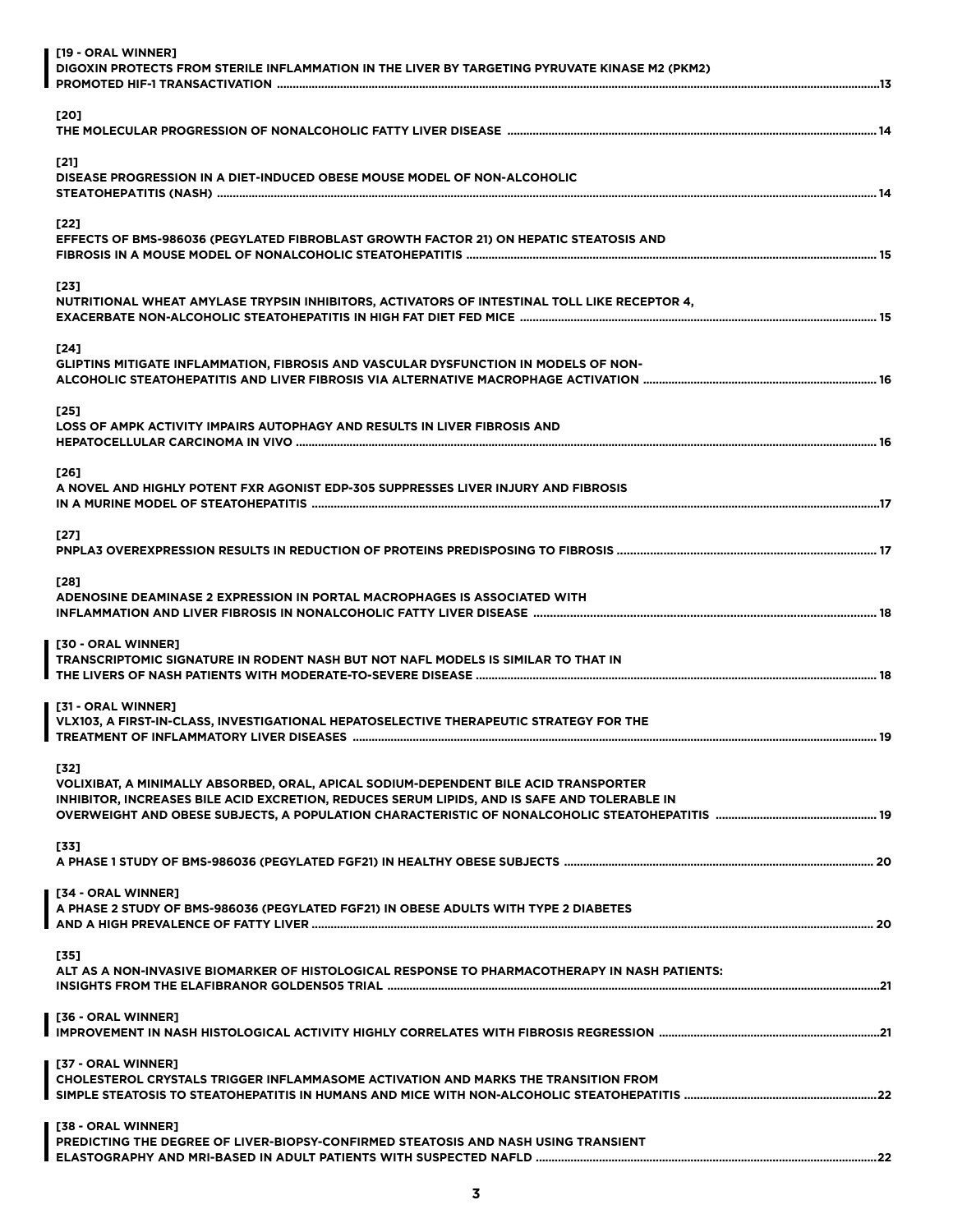**[19 - ORAL WINNER]**
**DIGOXIN PROTECTS FROM STERILE INFLAMMATION IN THE LIVER BY TARGETING PYRUVATE KINASE M2 (PKM2) PROMOTED HIF-1 TRANSACTIVATION** ..... 13

**[20]**
**THE MOLECULAR PROGRESSION OF NONALCOHOLIC FATTY LIVER DISEASE** ..... 14

**[21]**
**DISEASE PROGRESSION IN A DIET-INDUCED OBESE MOUSE MODEL OF NON-ALCOHOLIC STEATOHEPATITIS (NASH)** ..... 14

**[22]**
**EFFECTS OF BMS-986036 (PEGYLATED FIBROBLAST GROWTH FACTOR 21) ON HEPATIC STEATOSIS AND FIBROSIS IN A MOUSE MODEL OF NONALCOHOLIC STEATOHEPATITIS** ..... 15

**[23]**
**NUTRITIONAL WHEAT AMYLASE TRYPSIN INHIBITORS, ACTIVATORS OF INTESTINAL TOLL LIKE RECEPTOR 4, EXACERBATE NON-ALCOHOLIC STEATOHEPATITIS IN HIGH FAT DIET FED MICE** ..... 15

**[24]**
**GLIPTINS MITIGATE INFLAMMATION, FIBROSIS AND VASCULAR DYSFUNCTION IN MODELS OF NON-ALCOHOLIC STEATOHEPATITIS AND LIVER FIBROSIS VIA ALTERNATIVE MACROPHAGE ACTIVATION** ..... 16

**[25]**
**LOSS OF AMPK ACTIVITY IMPAIRS AUTOPHAGY AND RESULTS IN LIVER FIBROSIS AND HEPATOCELLULAR CARCINOMA IN VIVO** ..... 16

**[26]**
**A NOVEL AND HIGHLY POTENT FXR AGONIST EDP-305 SUPPRESSES LIVER INJURY AND FIBROSIS IN A MURINE MODEL OF STEATOHEPATITIS** ..... 17

**[27]**
**PNPLA3 OVEREXPRESSION RESULTS IN REDUCTION OF PROTEINS PREDISPOSING TO FIBROSIS** ..... 17

**[28]**
**ADENOSINE DEAMINASE 2 EXPRESSION IN PORTAL MACROPHAGES IS ASSOCIATED WITH INFLAMMATION AND LIVER FIBROSIS IN NONALCOHOLIC FATTY LIVER DISEASE** ..... 18

**[30 - ORAL WINNER]**
**TRANSCRIPTOMIC SIGNATURE IN RODENT NASH BUT NOT NAFL MODELS IS SIMILAR TO THAT IN THE LIVERS OF NASH PATIENTS WITH MODERATE-TO-SEVERE DISEASE** ..... 18

**[31 - ORAL WINNER]**
**VLX103, A FIRST-IN-CLASS, INVESTIGATIONAL HEPATOSELECTIVE THERAPEUTIC STRATEGY FOR THE TREATMENT OF INFLAMMATORY LIVER DISEASES** ..... 19

**[32]**
**VOLIXIBAT, A MINIMALLY ABSORBED, ORAL, APICAL SODIUM-DEPENDENT BILE ACID TRANSPORTER INHIBITOR, INCREASES BILE ACID EXCRETION, REDUCES SERUM LIPIDS, AND IS SAFE AND TOLERABLE IN OVERWEIGHT AND OBESE SUBJECTS, A POPULATION CHARACTERISTIC OF NONALCOHOLIC STEATOHEPATITIS** ..... 19

**[33]**
**A PHASE 1 STUDY OF BMS-986036 (PEGYLATED FGF21) IN HEALTHY OBESE SUBJECTS** ..... 20

**[34 - ORAL WINNER]**
**A PHASE 2 STUDY OF BMS-986036 (PEGYLATED FGF21) IN OBESE ADULTS WITH TYPE 2 DIABETES AND A HIGH PREVALENCE OF FATTY LIVER** ..... 20

**[35]**
**ALT AS A NON-INVASIVE BIOMARKER OF HISTOLOGICAL RESPONSE TO PHARMACOTHERAPY IN NASH PATIENTS: INSIGHTS FROM THE ELAFIBRANOR GOLDEN505 TRIAL** ..... 21

**[36 - ORAL WINNER]**
**IMPROVEMENT IN NASH HISTOLOGICAL ACTIVITY HIGHLY CORRELATES WITH FIBROSIS REGRESSION** ..... 21

**[37 - ORAL WINNER]**
**CHOLESTEROL CRYSTALS TRIGGER INFLAMMASOME ACTIVATION AND MARKS THE TRANSITION FROM SIMPLE STEATOSIS TO STEATOHEPATITIS IN HUMANS AND MICE WITH NON-ALCOHOLIC STEATOHEPATITIS** ..... 22

**[38 - ORAL WINNER]**
**PREDICTING THE DEGREE OF LIVER-BIOPSY-CONFIRMED STEATOSIS AND NASH USING TRANSIENT ELASTOGRAPHY AND MRI-BASED IN ADULT PATIENTS WITH SUSPECTED NAFLD** ..... 22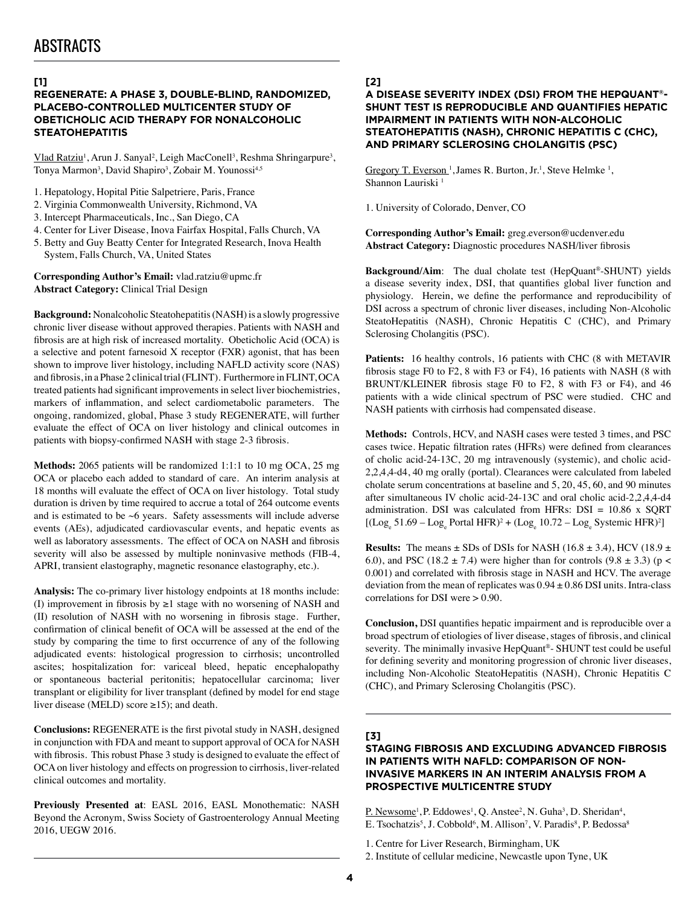# ABSTRACTS

### [1]

### REGENERATE: A PHASE 3, DOUBLE-BLIND, RANDOMIZED, PLACEBO-CONTROLLED MULTICENTER STUDY OF OBETICHOLIC ACID THERAPY FOR NONALCOHOLIC STEATOHEPATITIS

Vlad Ratziu[1], Arun J. Sanyal[2], Leigh MacConell[3], Reshma Shringarpure[3], Tonya Marmon[3], David Shapiro[3], Zobair M. Younossi[4,5]

1. Hepatology, Hopital Pitie Salpetriere, Paris, France
2. Virginia Commonwealth University, Richmond, VA
3. Intercept Pharmaceuticals, Inc., San Diego, CA
4. Center for Liver Disease, Inova Fairfax Hospital, Falls Church, VA
5. Betty and Guy Beatty Center for Integrated Research, Inova Health System, Falls Church, VA, United States

**Corresponding Author's Email:** vlad.ratziu@upmc.fr
**Abstract Category:** Clinical Trial Design

**Background:** Nonalcoholic Steatohepatitis (NASH) is a slowly progressive chronic liver disease without approved therapies. Patients with NASH and fibrosis are at high risk of increased mortality. Obeticholic Acid (OCA) is a selective and potent farnesoid X receptor (FXR) agonist, that has been shown to improve liver histology, including NAFLD activity score (NAS) and fibrosis, in a Phase 2 clinical trial (FLINT). Furthermore in FLINT, OCA treated patients had significant improvements in select liver biochemistries, markers of inflammation, and select cardiometabolic parameters. The ongoing, randomized, global, Phase 3 study REGENERATE, will further evaluate the effect of OCA on liver histology and clinical outcomes in patients with biopsy-confirmed NASH with stage 2-3 fibrosis.

**Methods:** 2065 patients will be randomized 1:1:1 to 10 mg OCA, 25 mg OCA or placebo each added to standard of care. An interim analysis at 18 months will evaluate the effect of OCA on liver histology. Total study duration is driven by time required to accrue a total of 264 outcome events and is estimated to be ~6 years. Safety assessments will include adverse events (AEs), adjudicated cardiovascular events, and hepatic events as well as laboratory assessments. The effect of OCA on NASH and fibrosis severity will also be assessed by multiple noninvasive methods (FIB-4, APRI, transient elastography, magnetic resonance elastography, etc.).

**Analysis:** The co-primary liver histology endpoints at 18 months include: (I) improvement in fibrosis by ≥1 stage with no worsening of NASH and (II) resolution of NASH with no worsening in fibrosis stage. Further, confirmation of clinical benefit of OCA will be assessed at the end of the study by comparing the time to first occurrence of any of the following adjudicated events: histological progression to cirrhosis; uncontrolled ascites; hospitalization for: variceal bleed, hepatic encephalopathy or spontaneous bacterial peritonitis; hepatocellular carcinoma; liver transplant or eligibility for liver transplant (defined by model for end stage liver disease (MELD) score ≥15); and death.

**Conclusions:** REGENERATE is the first pivotal study in NASH, designed in conjunction with FDA and meant to support approval of OCA for NASH with fibrosis. This robust Phase 3 study is designed to evaluate the effect of OCA on liver histology and effects on progression to cirrhosis, liver-related clinical outcomes and mortality.

**Previously Presented at**: EASL 2016, EASL Monothematic: NASH Beyond the Acronym, Swiss Society of Gastroenterology Annual Meeting 2016, UEGW 2016.

### [2]

### A DISEASE SEVERITY INDEX (DSI) FROM THE HEPQUANT®-SHUNT TEST IS REPRODUCIBLE AND QUANTIFIES HEPATIC IMPAIRMENT IN PATIENTS WITH NON-ALCOHOLIC STEATOHEPATITIS (NASH), CHRONIC HEPATITIS C (CHC), AND PRIMARY SCLEROSING CHOLANGITIS (PSC)

Gregory T. Everson [1], James R. Burton, Jr.[1], Steve Helmke [1], Shannon Lauriski [1]

1. University of Colorado, Denver, CO

**Corresponding Author's Email:** greg.everson@ucdenver.edu
**Abstract Category:** Diagnostic procedures NASH/liver fibrosis

**Background/Aim**: The dual cholate test (HepQuant®-SHUNT) yields a disease severity index, DSI, that quantifies global liver function and physiology. Herein, we define the performance and reproducibility of DSI across a spectrum of chronic liver diseases, including Non-Alcoholic SteatoHepatitis (NASH), Chronic Hepatitis C (CHC), and Primary Sclerosing Cholangitis (PSC).

**Patients:** 16 healthy controls, 16 patients with CHC (8 with METAVIR fibrosis stage F0 to F2, 8 with F3 or F4), 16 patients with NASH (8 with BRUNT/KLEINER fibrosis stage F0 to F2, 8 with F3 or F4), and 46 patients with a wide clinical spectrum of PSC were studied. CHC and NASH patients with cirrhosis had compensated disease.

**Methods:** Controls, HCV, and NASH cases were tested 3 times, and PSC cases twice. Hepatic filtration rates (HFRs) were defined from clearances of cholic acid-24-13C, 20 mg intravenously (systemic), and cholic acid-2,2,4,4-d4, 40 mg orally (portal). Clearances were calculated from labeled cholate serum concentrations at baseline and 5, 20, 45, 60, and 90 minutes after simultaneous IV cholic acid-24-13C and oral cholic acid-2,2,4,4-d4 administration. DSI was calculated from HFRs: $DSI = 10.86 \times SQRT[(\text{Log}_e\ 51.69 - \text{Log}_e\ \text{Portal HFR})^2 + (\text{Log}_e\ 10.72 - \text{Log}_e\ \text{Systemic HFR})^2]$

**Results:** The means ± SDs of DSIs for NASH (16.8 ± 3.4), HCV (18.9 ± 6.0), and PSC (18.2 ± 7.4) were higher than for controls (9.8 ± 3.3) ($p < 0.001$) and correlated with fibrosis stage in NASH and HCV. The average deviation from the mean of replicates was 0.94 ± 0.86 DSI units. Intra-class correlations for DSI were > 0.90.

**Conclusion,** DSI quantifies hepatic impairment and is reproducible over a broad spectrum of etiologies of liver disease, stages of fibrosis, and clinical severity. The minimally invasive HepQuant®- SHUNT test could be useful for defining severity and monitoring progression of chronic liver diseases, including Non-Alcoholic SteatoHepatitis (NASH), Chronic Hepatitis C (CHC), and Primary Sclerosing Cholangitis (PSC).

### [3]

### STAGING FIBROSIS AND EXCLUDING ADVANCED FIBROSIS IN PATIENTS WITH NAFLD: COMPARISON OF NON-INVASIVE MARKERS IN AN INTERIM ANALYSIS FROM A PROSPECTIVE MULTICENTRE STUDY

P. Newsome[1], P. Eddowes[1], Q. Anstee[2], N. Guha[3], D. Sheridan[4], E. Tsochatzis[5], J. Cobbold[6], M. Allison[7], V. Paradis[8], P. Bedossa[8]

1. Centre for Liver Research, Birmingham, UK
2. Institute of cellular medicine, Newcastle upon Tyne, UK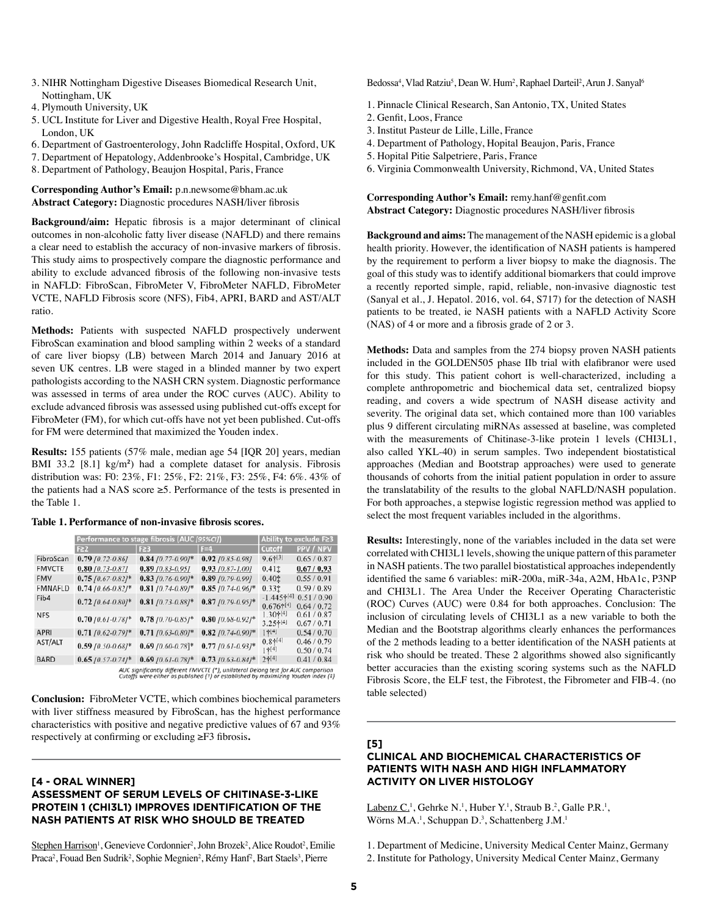3. NIHR Nottingham Digestive Diseases Biomedical Research Unit, Nottingham, UK
4. Plymouth University, UK
5. UCL Institute for Liver and Digestive Health, Royal Free Hospital, London, UK
6. Department of Gastroenterology, John Radcliffe Hospital, Oxford, UK
7. Department of Hepatology, Addenbrooke's Hospital, Cambridge, UK
8. Department of Pathology, Beaujon Hospital, Paris, France

**Corresponding Author's Email:** p.n.newsome@bham.ac.uk
**Abstract Category:** Diagnostic procedures NASH/liver fibrosis

**Background/aim:** Hepatic fibrosis is a major determinant of clinical outcomes in non-alcoholic fatty liver disease (NAFLD) and there remains a clear need to establish the accuracy of non-invasive markers of fibrosis. This study aims to prospectively compare the diagnostic performance and ability to exclude advanced fibrosis of the following non-invasive tests in NAFLD: FibroScan, FibroMeter V, FibroMeter NAFLD, FibroMeter VCTE, NAFLD Fibrosis score (NFS), Fib4, APRI, BARD and AST/ALT ratio.

**Methods:** Patients with suspected NAFLD prospectively underwent FibroScan examination and blood sampling within 2 weeks of a standard of care liver biopsy (LB) between March 2014 and January 2016 at seven UK centres. LB were staged in a blinded manner by two expert pathologists according to the NASH CRN system. Diagnostic performance was assessed in terms of area under the ROC curves (AUC). Ability to exclude advanced fibrosis was assessed using published cut-offs except for FibroMeter (FM), for which cut-offs have not yet been published. Cut-offs for FM were determined that maximized the Youden index.

**Results:** 155 patients (57% male, median age 54 [IQR 20] years, median BMI 33.2 [8.1] kg/m²) had a complete dataset for analysis. Fibrosis distribution was: F0: 23%, F1: 25%, F2: 21%, F3: 25%, F4: 6%. 43% of the patients had a NAS score ≥5. Performance of the tests is presented in the Table 1.

**Table 1. Performance of non-invasive fibrosis scores.**

| | Performance to stage fibrosis (AUC *[95%CI]*) | | | Ability to exclude F≥3 | |
|---|---|---|---|---|---|
| | F≥2 | F≥3 | F=4 | Cutoff | PPV / NPV |
| FibroScan | **0.79** *[0.72-0.86]* | **0.84** *[0.77-0.90]** | **0.92** *[0.85-0.98]* | 9.6†[3] | 0.65 / 0.87 |
| FMVCTE | **0.80** *[0.73-0.87]* | **0.89** *[0.83-0.95]* | **0.93** *[0.87-1.00]* | 0.41‡ | **0.67 / 0.93** |
| FMV | **0.75** *[0.67-0.82]** | **0.83** *[0.76-0.90]** | **0.89** *[0.79-0.99]* | 0.40‡ | 0.55 / 0.91 |
| FMNAFLD | **0.74** *[0.66-0.82]** | **0.81** *[0.74-0.89]** | **0.85** *[0.74-0.96]** | 0.33‡ | 0.59 / 0.89 |
| Fib4 | **0.72** *[0.64-0.80]** | **0.81** *[0.73-0.88]** | **0.87** *[0.79-0.95]** | -1.445†[4] 0.676†[4] | 0.51 / 0.90 0.64 / 0.72 |
| NFS | **0.70** *[0.61-0.78]** | **0.78** *[0.70-0.85]** | **0.80** *[0.68-0.92]** | 1.30†[4] 3.25†[4] | 0.61 / 0.87 0.67 / 0.71 |
| APRI | **0.71** *[0.62-0.79]** | **0.71** *[0.63-0.80]** | **0.82** *[0.74-0.90]** | 1†[4] | 0.54 / 0.70 |
| AST/ALT | **0.59** *[0.50-0.68]** | **0.69** *[0.60-0.78]** | **0.77** *[0.61-0.93]** | 0.8†[4] 1†[4] | 0.46 / 0.79 0.50 / 0.74 |
| BARD | **0.65** *[0.57-0.74]** | **0.69** *[0.61-0.78]** | **0.73** *[0.63-0.84]** | 2†[4] | 0.41 / 0.84 |

*AUC significantly different FMVCTE (\*), unilateral Delong test for AUC comparison*
*Cutoffs were either as published (†) or established by maximizing Youden index (‡)*

**Conclusion:** FibroMeter VCTE, which combines biochemical parameters with liver stiffness measured by FibroScan, has the highest performance characteristics with positive and negative predictive values of 67 and 93% respectively at confirming or excluding ≥F3 fibrosis**.**

---

### [4 - ORAL WINNER] ASSESSMENT OF SERUM LEVELS OF CHITINASE-3-LIKE PROTEIN 1 (CHI3L1) IMPROVES IDENTIFICATION OF THE NASH PATIENTS AT RISK WHO SHOULD BE TREATED

Stephen Harrison[1], Genevieve Cordonnier[2], John Brozek[2], Alice Roudot[2], Emilie Praca[2], Fouad Ben Sudrik[2], Sophie Megnien[2], Rémy Hanf[2], Bart Staels[3], Pierre Bedossa[4], Vlad Ratziu[5], Dean W. Hum[2], Raphael Darteil[2], Arun J. Sanyal[6]

1. Pinnacle Clinical Research, San Antonio, TX, United States
2. Genfit, Loos, France
3. Institut Pasteur de Lille, Lille, France
4. Department of Pathology, Hopital Beaujon, Paris, France
5. Hopital Pitie Salpetriere, Paris, France
6. Virginia Commonwealth University, Richmond, VA, United States

**Corresponding Author's Email:** remy.hanf@genfit.com
**Abstract Category:** Diagnostic procedures NASH/liver fibrosis

**Background and aims:** The management of the NASH epidemic is a global health priority. However, the identification of NASH patients is hampered by the requirement to perform a liver biopsy to make the diagnosis. The goal of this study was to identify additional biomarkers that could improve a recently reported simple, rapid, reliable, non-invasive diagnostic test (Sanyal et al., J. Hepatol. 2016, vol. 64, S717) for the detection of NASH patients to be treated, ie NASH patients with a NAFLD Activity Score (NAS) of 4 or more and a fibrosis grade of 2 or 3.

**Methods:** Data and samples from the 274 biopsy proven NASH patients included in the GOLDEN505 phase IIb trial with elafibranor were used for this study. This patient cohort is well-characterized, including a complete anthropometric and biochemical data set, centralized biopsy reading, and covers a wide spectrum of NASH disease activity and severity. The original data set, which contained more than 100 variables plus 9 different circulating miRNAs assessed at baseline, was completed with the measurements of Chitinase-3-like protein 1 levels (CHI3L1, also called YKL-40) in serum samples. Two independent biostatistical approaches (Median and Bootstrap approaches) were used to generate thousands of cohorts from the initial patient population in order to assure the translatability of the results to the global NAFLD/NASH population. For both approaches, a stepwise logistic regression method was applied to select the most frequent variables included in the algorithms.

**Results:** Interestingly, none of the variables included in the data set were correlated with CHI3L1 levels, showing the unique pattern of this parameter in NASH patients. The two parallel biostatistical approaches independently identified the same 6 variables: miR-200a, miR-34a, A2M, HbA1c, P3NP and CHI3L1. The Area Under the Receiver Operating Characteristic (ROC) Curves (AUC) were 0.84 for both approaches. Conclusion: The inclusion of circulating levels of CHI3L1 as a new variable to both the Median and the Bootstrap algorithms clearly enhances the performances of the 2 methods leading to a better identification of the NASH patients at risk who should be treated. These 2 algorithms showed also significantly better accuracies than the existing scoring systems such as the NAFLD Fibrosis Score, the ELF test, the Fibrotest, the Fibrometer and FIB-4. (no table selected)

---

### [5] CLINICAL AND BIOCHEMICAL CHARACTERISTICS OF PATIENTS WITH NASH AND HIGH INFLAMMATORY ACTIVITY ON LIVER HISTOLOGY

Labenz C.[1], Gehrke N.[1], Huber Y.[1], Straub B.[2], Galle P.R.[1], Wörns M.A.[1], Schuppan D.[3], Schattenberg J.M.[1]

1. Department of Medicine, University Medical Center Mainz, Germany
2. Institute for Pathology, University Medical Center Mainz, Germany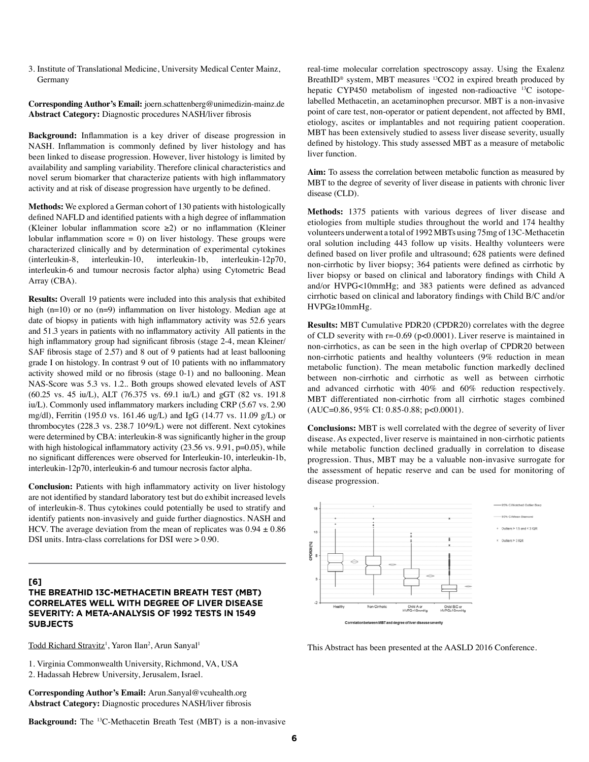3. Institute of Translational Medicine, University Medical Center Mainz, Germany

**Corresponding Author's Email:** joern.schattenberg@unimedizin-mainz.de
**Abstract Category:** Diagnostic procedures NASH/liver fibrosis

**Background:** Inflammation is a key driver of disease progression in NASH. Inflammation is commonly defined by liver histology and has been linked to disease progression. However, liver histology is limited by availability and sampling variability. Therefore clinical characteristics and novel serum biomarker that characterize patients with high inflammatory activity and at risk of disease progression have urgently to be defined.

**Methods:** We explored a German cohort of 130 patients with histologically defined NAFLD and identified patients with a high degree of inflammation (Kleiner lobular inflammation score ≥2) or no inflammation (Kleiner lobular inflammation score = 0) on liver histology. These groups were characterized clinically and by determination of experimental cytokines (interleukin-8, interleukin-10, interleukin-1b, interleukin-12p70, interleukin-6 and tumour necrosis factor alpha) using Cytometric Bead Array (CBA).

**Results:** Overall 19 patients were included into this analysis that exhibited high (n=10) or no (n=9) inflammation on liver histology. Median age at date of biopsy in patients with high inflammatory activity was 52.6 years and 51.3 years in patients with no inflammatory activity All patients in the high inflammatory group had significant fibrosis (stage 2-4, mean Kleiner/SAF fibrosis stage of 2.57) and 8 out of 9 patients had at least ballooning grade I on histology. In contrast 9 out of 10 patients with no inflammatory activity showed mild or no fibrosis (stage 0-1) and no ballooning. Mean NAS-Score was 5.3 vs. 1.2.. Both groups showed elevated levels of AST (60.25 vs. 45 iu/L), ALT (76.375 vs. 69.1 iu/L) and gGT (82 vs. 191.8 iu/L). Commonly used inflammatory markers including CRP (5.67 vs. 2.90 mg/dl), Ferritin (195.0 vs. 161.46 ug/L) and IgG (14.77 vs. 11.09 g/L) or thrombocytes (228.3 vs. 238.7 10^9/L) were not different. Next cytokines were determined by CBA: interleukin-8 was significantly higher in the group with high histological inflammatory activity (23.56 vs. 9.91, p=0.05), while no significant differences were observed for Interleukin-10, interleukin-1b, interleukin-12p70, interleukin-6 and tumour necrosis factor alpha.

**Conclusion:** Patients with high inflammatory activity on liver histology are not identified by standard laboratory test but do exhibit increased levels of interleukin-8. Thus cytokines could potentially be used to stratify and identify patients non-invasively and guide further diagnostics. NASH and HCV. The average deviation from the mean of replicates was 0.94 ± 0.86 DSI units. Intra-class correlations for DSI were > 0.90.

---

## [6]

## THE BREATHID 13C-METHACETIN BREATH TEST (MBT) CORRELATES WELL WITH DEGREE OF LIVER DISEASE SEVERITY: A META-ANALYSIS OF 1992 TESTS IN 1549 SUBJECTS

Todd Richard Stravitz[1], Yaron Ilan[2], Arun Sanyal[1]

1. Virginia Commonwealth University, Richmond, VA, USA
2. Hadassah Hebrew University, Jerusalem, Israel.

**Corresponding Author's Email:** Arun.Sanyal@vcuhealth.org
**Abstract Category:** Diagnostic procedures NASH/liver fibrosis

**Background:** The $^{13}$C-Methacetin Breath Test (MBT) is a non-invasive real-time molecular correlation spectroscopy assay. Using the Exalenz BreathID® system, MBT measures $^{13}CO_2$ in expired breath produced by hepatic CYP450 metabolism of ingested non-radioactive $^{13}$C isotope-labelled Methacetin, an acetaminophen precursor. MBT is a non-invasive point of care test, non-operator or patient dependent, not affected by BMI, etiology, ascites or implantables and not requiring patient cooperation. MBT has been extensively studied to assess liver disease severity, usually defined by histology. This study assessed MBT as a measure of metabolic liver function.

**Aim:** To assess the correlation between metabolic function as measured by MBT to the degree of severity of liver disease in patients with chronic liver disease (CLD).

**Methods:** 1375 patients with various degrees of liver disease and etiologies from multiple studies throughout the world and 174 healthy volunteers underwent a total of 1992 MBTs using 75mg of 13C-Methacetin oral solution including 443 follow up visits. Healthy volunteers were defined based on liver profile and ultrasound; 628 patients were defined non-cirrhotic by liver biopsy; 364 patients were defined as cirrhotic by liver biopsy or based on clinical and laboratory findings with Child A and/or HVPG<10mmHg; and 383 patients were defined as advanced cirrhotic based on clinical and laboratory findings with Child B/C and/or HVPG≥10mmHg.

**Results:** MBT Cumulative PDR20 (CPDR20) correlates with the degree of CLD severity with r=-0.69 (p<0.0001). Liver reserve is maintained in non-cirrhotics, as can be seen in the high overlap of CPDR20 between non-cirrhotic patients and healthy volunteers (9% reduction in mean metabolic function). The mean metabolic function markedly declined between non-cirrhotic and cirrhotic as well as between cirrhotic and advanced cirrhotic with 40% and 60% reduction respectively. MBT differentiated non-cirrhotic from all cirrhotic stages combined (AUC=0.86, 95% CI: 0.85-0.88; p<0.0001).

**Conclusions:** MBT is well correlated with the degree of severity of liver disease. As expected, liver reserve is maintained in non-cirrhotic patients while metabolic function declined gradually in correlation to disease progression. Thus, MBT may be a valuable non-invasive surrogate for the assessment of hepatic reserve and can be used for monitoring of disease progression.

Correlation between MBT and degree of liver disease severity

This Abstract has been presented at the AASLD 2016 Conference.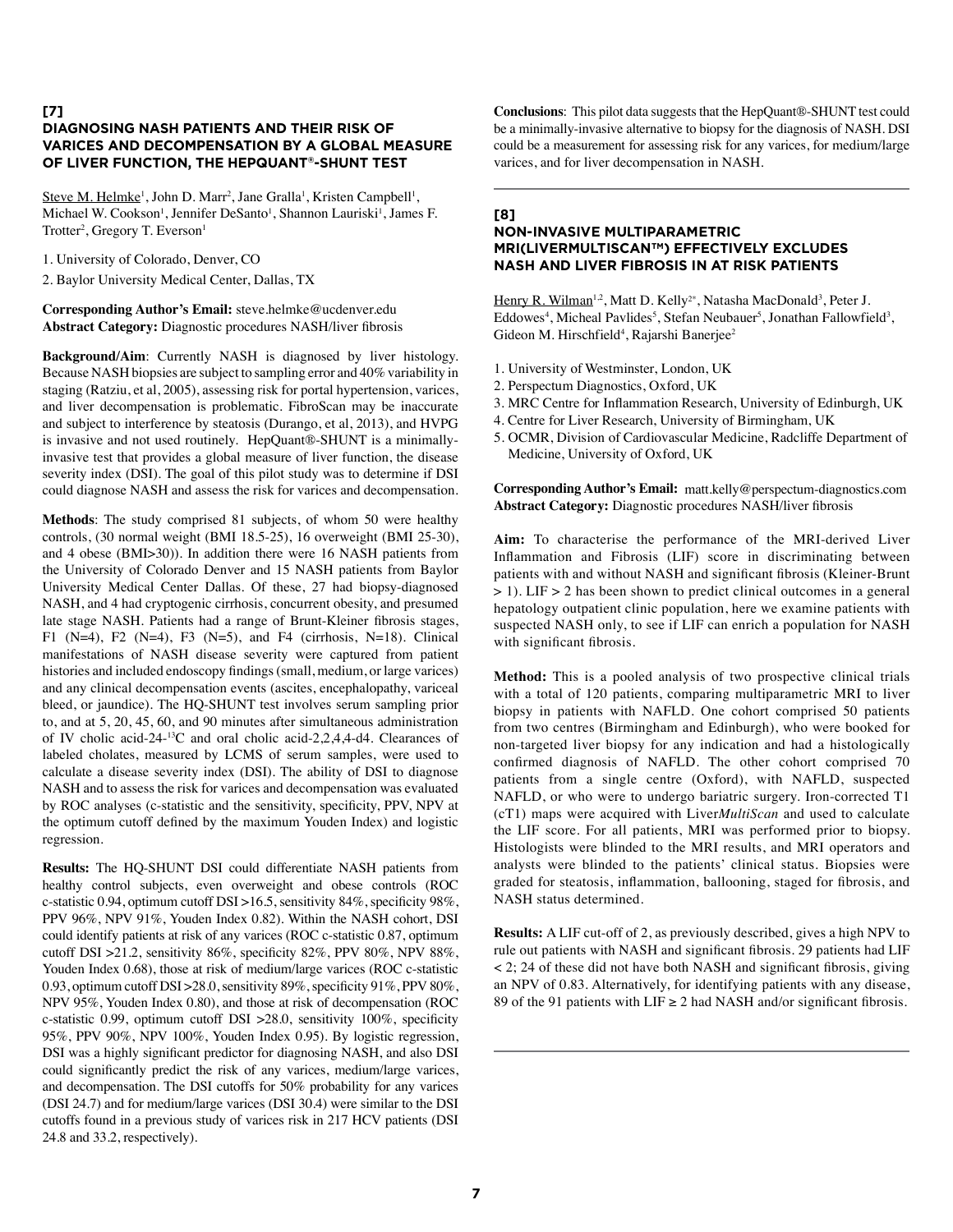## [7]

### DIAGNOSING NASH PATIENTS AND THEIR RISK OF VARICES AND DECOMPENSATION BY A GLOBAL MEASURE OF LIVER FUNCTION, THE HEPQUANT®-SHUNT TEST

Steve M. Helmke[1], John D. Marr[2], Jane Gralla[1], Kristen Campbell[1], Michael W. Cookson[1], Jennifer DeSanto[1], Shannon Lauriski[1], James F. Trotter[2], Gregory T. Everson[1]

1. University of Colorado, Denver, CO
2. Baylor University Medical Center, Dallas, TX

**Corresponding Author's Email:** steve.helmke@ucdenver.edu
**Abstract Category:** Diagnostic procedures NASH/liver fibrosis

**Background/Aim**: Currently NASH is diagnosed by liver histology. Because NASH biopsies are subject to sampling error and 40% variability in staging (Ratziu, et al, 2005), assessing risk for portal hypertension, varices, and liver decompensation is problematic. FibroScan may be inaccurate and subject to interference by steatosis (Durango, et al, 2013), and HVPG is invasive and not used routinely. HepQuant®-SHUNT is a minimally-invasive test that provides a global measure of liver function, the disease severity index (DSI). The goal of this pilot study was to determine if DSI could diagnose NASH and assess the risk for varices and decompensation.

**Methods**: The study comprised 81 subjects, of whom 50 were healthy controls, (30 normal weight (BMI 18.5-25), 16 overweight (BMI 25-30), and 4 obese (BMI>30)). In addition there were 16 NASH patients from the University of Colorado Denver and 15 NASH patients from Baylor University Medical Center Dallas. Of these, 27 had biopsy-diagnosed NASH, and 4 had cryptogenic cirrhosis, concurrent obesity, and presumed late stage NASH. Patients had a range of Brunt-Kleiner fibrosis stages, F1 (N=4), F2 (N=4), F3 (N=5), and F4 (cirrhosis, N=18). Clinical manifestations of NASH disease severity were captured from patient histories and included endoscopy findings (small, medium, or large varices) and any clinical decompensation events (ascites, encephalopathy, variceal bleed, or jaundice). The HQ-SHUNT test involves serum sampling prior to, and at 5, 20, 45, 60, and 90 minutes after simultaneous administration of IV cholic acid-24-$^{13}$C and oral cholic acid-2,2,4,4-d4. Clearances of labeled cholates, measured by LCMS of serum samples, were used to calculate a disease severity index (DSI). The ability of DSI to diagnose NASH and to assess the risk for varices and decompensation was evaluated by ROC analyses (c-statistic and the sensitivity, specificity, PPV, NPV at the optimum cutoff defined by the maximum Youden Index) and logistic regression.

**Results:** The HQ-SHUNT DSI could differentiate NASH patients from healthy control subjects, even overweight and obese controls (ROC c-statistic 0.94, optimum cutoff DSI >16.5, sensitivity 84%, specificity 98%, PPV 96%, NPV 91%, Youden Index 0.82). Within the NASH cohort, DSI could identify patients at risk of any varices (ROC c-statistic 0.87, optimum cutoff DSI >21.2, sensitivity 86%, specificity 82%, PPV 80%, NPV 88%, Youden Index 0.68), those at risk of medium/large varices (ROC c-statistic 0.93, optimum cutoff DSI >28.0, sensitivity 89%, specificity 91%, PPV 80%, NPV 95%, Youden Index 0.80), and those at risk of decompensation (ROC c-statistic 0.99, optimum cutoff DSI >28.0, sensitivity 100%, specificity 95%, PPV 90%, NPV 100%, Youden Index 0.95). By logistic regression, DSI was a highly significant predictor for diagnosing NASH, and also DSI could significantly predict the risk of any varices, medium/large varices, and decompensation. The DSI cutoffs for 50% probability for any varices (DSI 24.7) and for medium/large varices (DSI 30.4) were similar to the DSI cutoffs found in a previous study of varices risk in 217 HCV patients (DSI 24.8 and 33.2, respectively).

**Conclusions**: This pilot data suggests that the HepQuant®-SHUNT test could be a minimally-invasive alternative to biopsy for the diagnosis of NASH. DSI could be a measurement for assessing risk for any varices, for medium/large varices, and for liver decompensation in NASH.

## [8]

### NON-INVASIVE MULTIPARAMETRIC MRI(LIVERMULTISCAN™) EFFECTIVELY EXCLUDES NASH AND LIVER FIBROSIS IN AT RISK PATIENTS

Henry R. Wilman[1,2], Matt D. Kelly[2*], Natasha MacDonald[3], Peter J. Eddowes[4], Micheal Pavlides[5], Stefan Neubauer[5], Jonathan Fallowfield[3], Gideon M. Hirschfield[4], Rajarshi Banerjee[2]

1. University of Westminster, London, UK
2. Perspectum Diagnostics, Oxford, UK
3. MRC Centre for Inflammation Research, University of Edinburgh, UK
4. Centre for Liver Research, University of Birmingham, UK
5. OCMR, Division of Cardiovascular Medicine, Radcliffe Department of Medicine, University of Oxford, UK

**Corresponding Author's Email:** matt.kelly@perspectum-diagnostics.com
**Abstract Category:** Diagnostic procedures NASH/liver fibrosis

**Aim:** To characterise the performance of the MRI-derived Liver Inflammation and Fibrosis (LIF) score in discriminating between patients with and without NASH and significant fibrosis (Kleiner-Brunt > 1). LIF > 2 has been shown to predict clinical outcomes in a general hepatology outpatient clinic population, here we examine patients with suspected NASH only, to see if LIF can enrich a population for NASH with significant fibrosis.

**Method:** This is a pooled analysis of two prospective clinical trials with a total of 120 patients, comparing multiparametric MRI to liver biopsy in patients with NAFLD. One cohort comprised 50 patients from two centres (Birmingham and Edinburgh), who were booked for non-targeted liver biopsy for any indication and had a histologically confirmed diagnosis of NAFLD. The other cohort comprised 70 patients from a single centre (Oxford), with NAFLD, suspected NAFLD, or who were to undergo bariatric surgery. Iron-corrected T1 (cT1) maps were acquired with Liver*MultiScan* and used to calculate the LIF score. For all patients, MRI was performed prior to biopsy. Histologists were blinded to the MRI results, and MRI operators and analysts were blinded to the patients' clinical status. Biopsies were graded for steatosis, inflammation, ballooning, staged for fibrosis, and NASH status determined.

**Results:** A LIF cut-off of 2, as previously described, gives a high NPV to rule out patients with NASH and significant fibrosis. 29 patients had LIF < 2; 24 of these did not have both NASH and significant fibrosis, giving an NPV of 0.83. Alternatively, for identifying patients with any disease, 89 of the 91 patients with LIF ≥ 2 had NASH and/or significant fibrosis.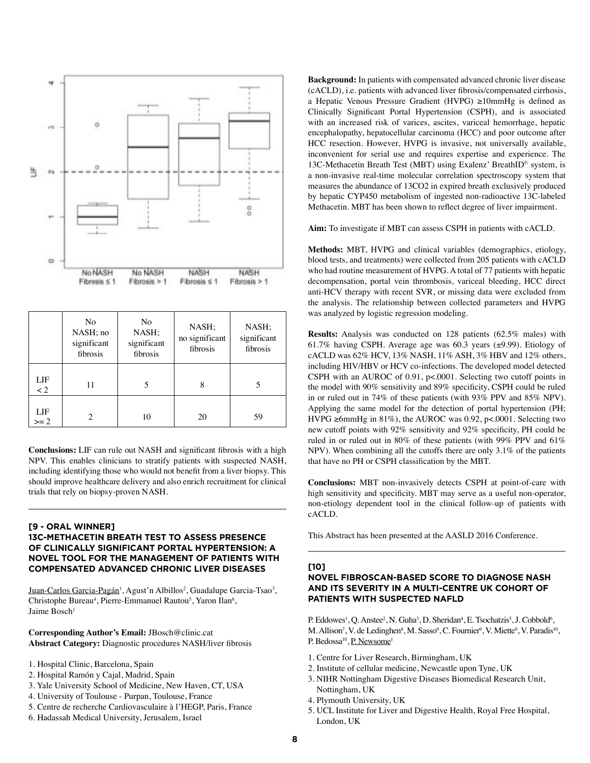| | No NASH; no significant fibrosis | No NASH; significant fibrosis | NASH; no significant fibrosis | NASH; significant fibrosis |
|---|---|---|---|---|
| LIF < 2 | 11 | 5 | 8 | 5 |
| LIF >= 2 | 2 | 10 | 20 | 59 |

**Conclusions:** LIF can rule out NASH and significant fibrosis with a high NPV. This enables clinicians to stratify patients with suspected NASH, including identifying those who would not benefit from a liver biopsy. This should improve healthcare delivery and also enrich recruitment for clinical trials that rely on biopsy-proven NASH.

---

## [9 - ORAL WINNER] 13C-METHACETIN BREATH TEST TO ASSESS PRESENCE OF CLINICALLY SIGNIFICANT PORTAL HYPERTENSION: A NOVEL TOOL FOR THE MANAGEMENT OF PATIENTS WITH COMPENSATED ADVANCED CHRONIC LIVER DISEASES

Juan-Carlos Garcia-Pagán[1], Agust'n Albillos[2], Guadalupe Garcia-Tsao[3], Christophe Bureau[4], Pierre-Emmanuel Rautou[5], Yaron Ilan[6], Jaime Bosch[1]

**Corresponding Author's Email:** JBosch@clinic.cat
**Abstract Category:** Diagnostic procedures NASH/liver fibrosis

1. Hospital Clinic, Barcelona, Spain
2. Hospital Ramón y Cajal, Madrid, Spain
3. Yale University School of Medicine, New Haven, CT, USA
4. University of Toulouse - Purpan, Toulouse, France
5. Centre de recherche Cardiovasculaire à l'HEGP, Paris, France
6. Hadassah Medical University, Jerusalem, Israel

**Background:** In patients with compensated advanced chronic liver disease (cACLD), i.e. patients with advanced liver fibrosis/compensated cirrhosis, a Hepatic Venous Pressure Gradient (HVPG) ≥10mmHg is defined as Clinically Significant Portal Hypertension (CSPH), and is associated with an increased risk of varices, ascites, variceal hemorrhage, hepatic encephalopathy, hepatocellular carcinoma (HCC) and poor outcome after HCC resection. However, HVPG is invasive, not universally available, inconvenient for serial use and requires expertise and experience. The 13C-Methacetin Breath Test (MBT) using Exalenz' BreathID© system, is a non-invasive real-time molecular correlation spectroscopy system that measures the abundance of $^{13}CO_2$ in expired breath exclusively produced by hepatic CYP450 metabolism of ingested non-radioactive 13C-labeled Methacetin. MBT has been shown to reflect degree of liver impairment.

**Aim:** To investigate if MBT can assess CSPH in patients with cACLD.

**Methods:** MBT, HVPG and clinical variables (demographics, etiology, blood tests, and treatments) were collected from 205 patients with cACLD who had routine measurement of HVPG. A total of 77 patients with hepatic decompensation, portal vein thrombosis, variceal bleeding, HCC direct anti-HCV therapy with recent SVR, or missing data were excluded from the analysis. The relationship between collected parameters and HVPG was analyzed by logistic regression modeling.

**Results:** Analysis was conducted on 128 patients (62.5% males) with 61.7% having CSPH. Average age was 60.3 years (±9.99). Etiology of cACLD was 62% HCV, 13% NASH, 11% ASH, 3% HBV and 12% others, including HIV/HBV or HCV co-infections. The developed model detected CSPH with an AUROC of 0.91, $p<.0001$. Selecting two cutoff points in the model with 90% sensitivity and 89% specificity, CSPH could be ruled in or ruled out in 74% of these patients (with 93% PPV and 85% NPV). Applying the same model for the detection of portal hypertension (PH; HVPG ≥6mmHg in 81%), the AUROC was 0.92, $p<.0001$. Selecting two new cutoff points with 92% sensitivity and 92% specificity, PH could be ruled in or ruled out in 80% of these patients (with 99% PPV and 61% NPV). When combining all the cutoffs there are only 3.1% of the patients that have no PH or CSPH classification by the MBT.

**Conclusions:** MBT non-invasively detects CSPH at point-of-care with high sensitivity and specificity. MBT may serve as a useful non-operator, non-etiology dependent tool in the clinical follow-up of patients with cACLD.

This Abstract has been presented at the AASLD 2016 Conference.

---

## [10] NOVEL FIBROSCAN-BASED SCORE TO DIAGNOSE NASH AND ITS SEVERITY IN A MULTI-CENTRE UK COHORT OF PATIENTS WITH SUSPECTED NAFLD

P. Eddowes[1], Q. Anstee[2], N. Guha[3], D. Sheridan[4], E. Tsochatzis[5], J. Cobbold[6], M. Allison[7], V. de Ledinghen[8], M. Sasso[9], C. Fournier[9], V. Miette[9], V. Paradis[10], P. Bedossa[10], P. Newsome[1]

1. Centre for Liver Research, Birmingham, UK
2. Institute of cellular medicine, Newcastle upon Tyne, UK
3. NIHR Nottingham Digestive Diseases Biomedical Research Unit, Nottingham, UK
4. Plymouth University, UK
5. UCL Institute for Liver and Digestive Health, Royal Free Hospital, London, UK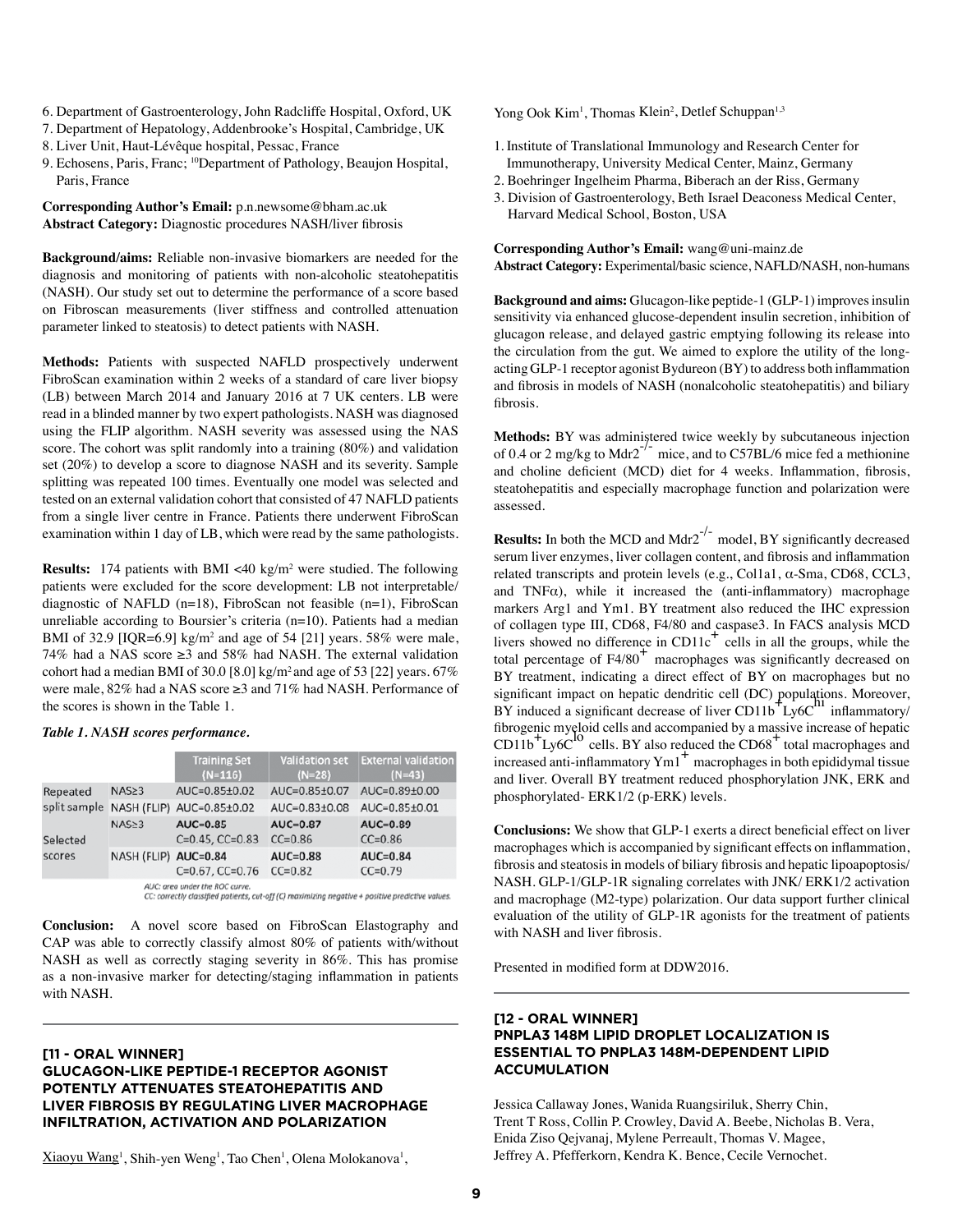6. Department of Gastroenterology, John Radcliffe Hospital, Oxford, UK
7. Department of Hepatology, Addenbrooke's Hospital, Cambridge, UK
8. Liver Unit, Haut-Lévêque hospital, Pessac, France
9. Echosens, Paris, Franc; [10]Department of Pathology, Beaujon Hospital, Paris, France

**Corresponding Author's Email:** p.n.newsome@bham.ac.uk
**Abstract Category:** Diagnostic procedures NASH/liver fibrosis

**Background/aims:** Reliable non-invasive biomarkers are needed for the diagnosis and monitoring of patients with non-alcoholic steatohepatitis (NASH). Our study set out to determine the performance of a score based on Fibroscan measurements (liver stiffness and controlled attenuation parameter linked to steatosis) to detect patients with NASH.

**Methods:** Patients with suspected NAFLD prospectively underwent FibroScan examination within 2 weeks of a standard of care liver biopsy (LB) between March 2014 and January 2016 at 7 UK centers. LB were read in a blinded manner by two expert pathologists. NASH was diagnosed using the FLIP algorithm. NASH severity was assessed using the NAS score. The cohort was split randomly into a training (80%) and validation set (20%) to develop a score to diagnose NASH and its severity. Sample splitting was repeated 100 times. Eventually one model was selected and tested on an external validation cohort that consisted of 47 NAFLD patients from a single liver centre in France. Patients there underwent FibroScan examination within 1 day of LB, which were read by the same pathologists.

**Results:** 174 patients with BMI <40 kg/m² were studied. The following patients were excluded for the score development: LB not interpretable/diagnostic of NAFLD (n=18), FibroScan not feasible (n=1), FibroScan unreliable according to Boursier's criteria (n=10). Patients had a median BMI of 32.9 [IQR=6.9] kg/m² and age of 54 [21] years. 58% were male, 74% had a NAS score ≥3 and 58% had NASH. The external validation cohort had a median BMI of 30.0 [8.0] kg/m² and age of 53 [22] years. 67% were male, 82% had a NAS score ≥3 and 71% had NASH. Performance of the scores is shown in the Table 1.

***Table 1. NASH scores performance.***

| | | Training Set (N=116) | Validation set (N=28) | External validation (N=43) |
|---|---|---|---|---|
| Repeated split sample | NAS≥3 | AUC=0.85±0.02 | AUC=0.85±0.07 | AUC=0.89±0.00 |
| | NASH (FLIP) | AUC=0.85±0.02 | AUC=0.83±0.08 | AUC=0.85±0.01 |
| Selected scores | NAS≥3 | **AUC=0.85** C=0.45, CC=0.83 | **AUC=0.87** CC=0.86 | **AUC=0.89** CC=0.86 |
| | NASH (FLIP) | **AUC=0.84** C=0.67, CC=0.76 | **AUC=0.88** CC=0.82 | **AUC=0.84** CC=0.79 |

*AUC: area under the ROC curve.*
*CC: correctly classified patients, cut-off (C) maximizing negative + positive predictive values.*

**Conclusion:** A novel score based on FibroScan Elastography and CAP was able to correctly classify almost 80% of patients with/without NASH as well as correctly staging severity in 86%. This has promise as a non-invasive marker for detecting/staging inflammation in patients with NASH.

### [11 - ORAL WINNER]
### GLUCAGON-LIKE PEPTIDE-1 RECEPTOR AGONIST POTENTLY ATTENUATES STEATOHEPATITIS AND LIVER FIBROSIS BY REGULATING LIVER MACROPHAGE INFILTRATION, ACTIVATION AND POLARIZATION

Xiaoyu Wang[1], Shih-yen Weng[1], Tao Chen[1], Olena Molokanova[1], Yong Ook Kim[1], Thomas Klein[2], Detlef Schuppan[1,3]

1. Institute of Translational Immunology and Research Center for Immunotherapy, University Medical Center, Mainz, Germany
2. Boehringer Ingelheim Pharma, Biberach an der Riss, Germany
3. Division of Gastroenterology, Beth Israel Deaconess Medical Center, Harvard Medical School, Boston, USA

**Corresponding Author's Email:** wang@uni-mainz.de
**Abstract Category:** Experimental/basic science, NAFLD/NASH, non-humans

**Background and aims:** Glucagon-like peptide-1 (GLP-1) improves insulin sensitivity via enhanced glucose-dependent insulin secretion, inhibition of glucagon release, and delayed gastric emptying following its release into the circulation from the gut. We aimed to explore the utility of the long-acting GLP-1 receptor agonist Bydureon (BY) to address both inflammation and fibrosis in models of NASH (nonalcoholic steatohepatitis) and biliary fibrosis.

**Methods:** BY was administered twice weekly by subcutaneous injection of 0.4 or 2 mg/kg to Mdr2$^{-/-}$ mice, and to C57BL/6 mice fed a methionine and choline deficient (MCD) diet for 4 weeks. Inflammation, fibrosis, steatohepatitis and especially macrophage function and polarization were assessed.

**Results:** In both the MCD and Mdr2$^{-/-}$ model, BY significantly decreased serum liver enzymes, liver collagen content, and fibrosis and inflammation related transcripts and protein levels (e.g., Col1a1, α-Sma, CD68, CCL3, and TNFα), while it increased the (anti-inflammatory) macrophage markers Arg1 and Ym1. BY treatment also reduced the IHC expression of collagen type III, CD68, F4/80 and caspase3. In FACS analysis MCD livers showed no difference in CD11c$^+$ cells in all the groups, while the total percentage of F4/80$^+$ macrophages was significantly decreased on BY treatment, indicating a direct effect of BY on macrophages but no significant impact on hepatic dendritic cell (DC) populations. Moreover, BY induced a significant decrease of liver CD11b$^+$Ly6C$^{hi}$ inflammatory/fibrogenic myeloid cells and accompanied by a massive increase of hepatic CD11b$^+$Ly6C$^{lo}$ cells. BY also reduced the CD68$^+$ total macrophages and increased anti-inflammatory Ym1$^+$ macrophages in both epididymal tissue and liver. Overall BY treatment reduced phosphorylation JNK, ERK and phosphorylated- ERK1/2 (p-ERK) levels.

**Conclusions:** We show that GLP-1 exerts a direct beneficial effect on liver macrophages which is accompanied by significant effects on inflammation, fibrosis and steatosis in models of biliary fibrosis and hepatic lipoapoptosis/ NASH. GLP-1/GLP-1R signaling correlates with JNK/ ERK1/2 activation and macrophage (M2-type) polarization. Our data support further clinical evaluation of the utility of GLP-1R agonists for the treatment of patients with NASH and liver fibrosis.

Presented in modified form at DDW2016.

### [12 - ORAL WINNER]
### PNPLA3 148M LIPID DROPLET LOCALIZATION IS ESSENTIAL TO PNPLA3 148M-DEPENDENT LIPID ACCUMULATION

Jessica Callaway Jones, Wanida Ruangsiriluk, Sherry Chin, Trent T Ross, Collin P. Crowley, David A. Beebe, Nicholas B. Vera, Enida Ziso Qejvanaj, Mylene Perreault, Thomas V. Magee, Jeffrey A. Pfefferkorn, Kendra K. Bence, Cecile Vernochet.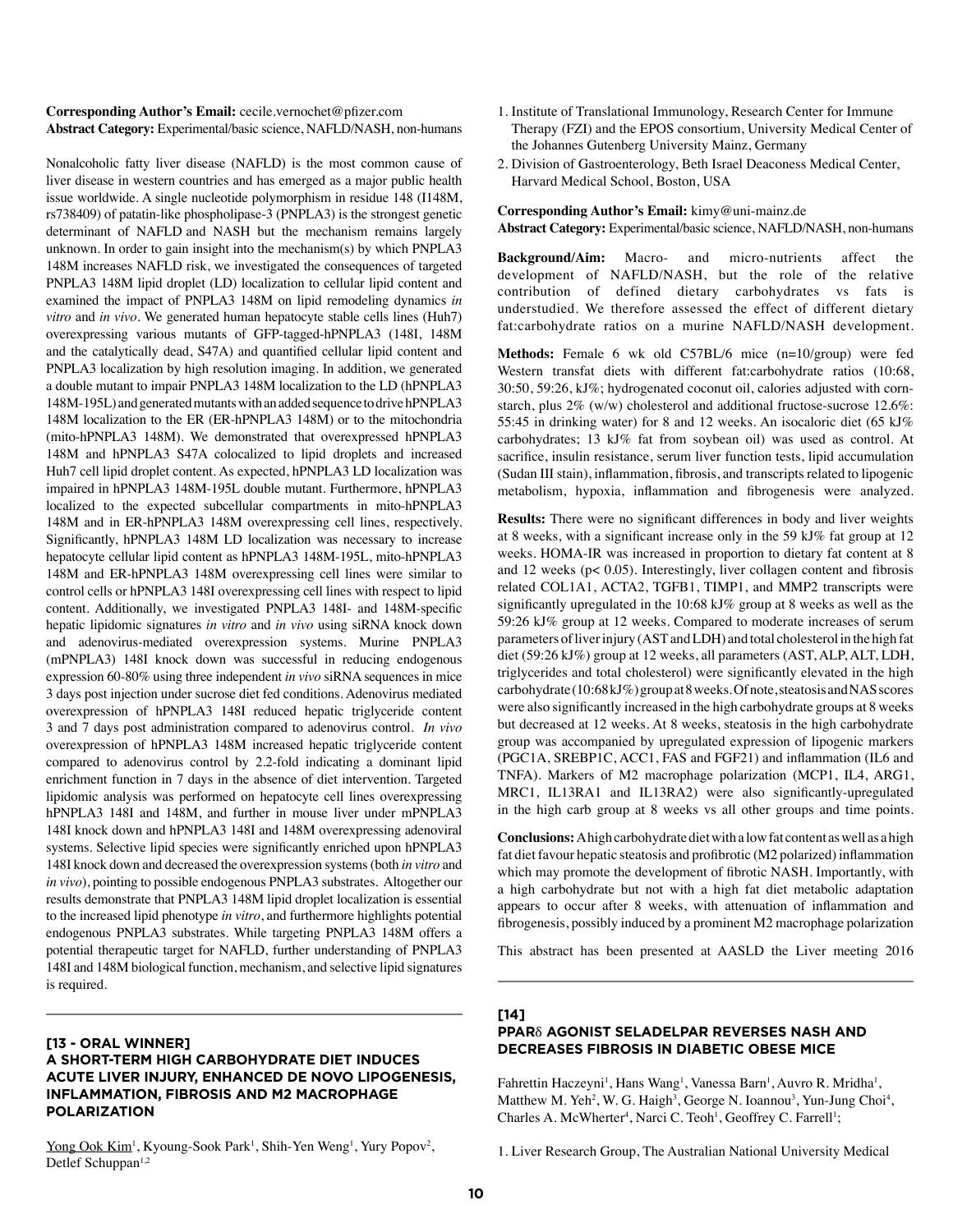**Corresponding Author's Email:** cecile.vernochet@pfizer.com
**Abstract Category:** Experimental/basic science, NAFLD/NASH, non-humans

Nonalcoholic fatty liver disease (NAFLD) is the most common cause of liver disease in western countries and has emerged as a major public health issue worldwide. A single nucleotide polymorphism in residue 148 (I148M, rs738409) of patatin-like phospholipase-3 (PNPLA3) is the strongest genetic determinant of NAFLD and NASH but the mechanism remains largely unknown. In order to gain insight into the mechanism(s) by which PNPLA3 148M increases NAFLD risk, we investigated the consequences of targeted PNPLA3 148M lipid droplet (LD) localization to cellular lipid content and examined the impact of PNPLA3 148M on lipid remodeling dynamics *in vitro* and *in vivo*. We generated human hepatocyte stable cells lines (Huh7) overexpressing various mutants of GFP-tagged-hPNPLA3 (148I, 148M and the catalytically dead, S47A) and quantified cellular lipid content and PNPLA3 localization by high resolution imaging. In addition, we generated a double mutant to impair PNPLA3 148M localization to the LD (hPNPLA3 148M-195L) and generated mutants with an added sequence to drive hPNPLA3 148M localization to the ER (ER-hPNPLA3 148M) or to the mitochondria (mito-hPNPLA3 148M). We demonstrated that overexpressed hPNPLA3 148M and hPNPLA3 S47A colocalized to lipid droplets and increased Huh7 cell lipid droplet content. As expected, hPNPLA3 LD localization was impaired in hPNPLA3 148M-195L double mutant. Furthermore, hPNPLA3 localized to the expected subcellular compartments in mito-hPNPLA3 148M and in ER-hPNPLA3 148M overexpressing cell lines, respectively. Significantly, hPNPLA3 148M LD localization was necessary to increase hepatocyte cellular lipid content as hPNPLA3 148M-195L, mito-hPNPLA3 148M and ER-hPNPLA3 148M overexpressing cell lines were similar to control cells or hPNPLA3 148I overexpressing cell lines with respect to lipid content. Additionally, we investigated PNPLA3 148I- and 148M-specific hepatic lipidomic signatures *in vitro* and *in vivo* using siRNA knock down and adenovirus-mediated overexpression systems. Murine PNPLA3 (mPNPLA3) 148I knock down was successful in reducing endogenous expression 60-80% using three independent *in vivo* siRNA sequences in mice 3 days post injection under sucrose diet fed conditions. Adenovirus mediated overexpression of hPNPLA3 148I reduced hepatic triglyceride content 3 and 7 days post administration compared to adenovirus control. *In vivo* overexpression of hPNPLA3 148M increased hepatic triglyceride content compared to adenovirus control by 2.2-fold indicating a dominant lipid enrichment function in 7 days in the absence of diet intervention. Targeted lipidomic analysis was performed on hepatocyte cell lines overexpressing hPNPLA3 148I and 148M, and further in mouse liver under mPNPLA3 148I knock down and hPNPLA3 148I and 148M overexpressing adenoviral systems. Selective lipid species were significantly enriched upon hPNPLA3 148I knock down and decreased the overexpression systems (both *in vitro* and *in vivo*), pointing to possible endogenous PNPLA3 substrates. Altogether our results demonstrate that PNPLA3 148M lipid droplet localization is essential to the increased lipid phenotype *in vitro*, and furthermore highlights potential endogenous PNPLA3 substrates. While targeting PNPLA3 148M offers a potential therapeutic target for NAFLD, further understanding of PNPLA3 148I and 148M biological function, mechanism, and selective lipid signatures is required.

---

## [13 - ORAL WINNER] A SHORT-TERM HIGH CARBOHYDRATE DIET INDUCES ACUTE LIVER INJURY, ENHANCED DE NOVO LIPOGENESIS, INFLAMMATION, FIBROSIS AND M2 MACROPHAGE POLARIZATION

Yong Ook Kim[1], Kyoung-Sook Park[1], Shih-Yen Weng[1], Yury Popov[2], Detlef Schuppan[1,2]

1. Institute of Translational Immunology, Research Center for Immune Therapy (FZI) and the EPOS consortium, University Medical Center of the Johannes Gutenberg University Mainz, Germany
2. Division of Gastroenterology, Beth Israel Deaconess Medical Center, Harvard Medical School, Boston, USA

**Corresponding Author's Email:** kimy@uni-mainz.de
**Abstract Category:** Experimental/basic science, NAFLD/NASH, non-humans

**Background/Aim:** Macro- and micro-nutrients affect the development of NAFLD/NASH, but the role of the relative contribution of defined dietary carbohydrates vs fats is understudied. We therefore assessed the effect of different dietary fat:carbohydrate ratios on a murine NAFLD/NASH development.

**Methods:** Female 6 wk old C57BL/6 mice (n=10/group) were fed Western transfat diets with different fat:carbohydrate ratios (10:68, 30:50, 59:26, kJ%; hydrogenated coconut oil, calories adjusted with corn-starch, plus 2% (w/w) cholesterol and additional fructose-sucrose 12.6%: 55:45 in drinking water) for 8 and 12 weeks. An isocaloric diet (65 kJ% carbohydrates; 13 kJ% fat from soybean oil) was used as control. At sacrifice, insulin resistance, serum liver function tests, lipid accumulation (Sudan III stain), inflammation, fibrosis, and transcripts related to lipogenic metabolism, hypoxia, inflammation and fibrogenesis were analyzed.

**Results:** There were no significant differences in body and liver weights at 8 weeks, with a significant increase only in the 59 kJ% fat group at 12 weeks. HOMA-IR was increased in proportion to dietary fat content at 8 and 12 weeks ($p < 0.05$). Interestingly, liver collagen content and fibrosis related COL1A1, ACTA2, TGFB1, TIMP1, and MMP2 transcripts were significantly upregulated in the 10:68 kJ% group at 8 weeks as well as the 59:26 kJ% group at 12 weeks. Compared to moderate increases of serum parameters of liver injury (AST and LDH) and total cholesterol in the high fat diet (59:26 kJ%) group at 12 weeks, all parameters (AST, ALP, ALT, LDH, triglycerides and total cholesterol) were significantly elevated in the high carbohydrate (10:68 kJ%) group at 8 weeks. Of note, steatosis and NAS scores were also significantly increased in the high carbohydrate groups at 8 weeks but decreased at 12 weeks. At 8 weeks, steatosis in the high carbohydrate group was accompanied by upregulated expression of lipogenic markers (PGC1A, SREBP1C, ACC1, FAS and FGF21) and inflammation (IL6 and TNFA). Markers of M2 macrophage polarization (MCP1, IL4, ARG1, MRC1, IL13RA1 and IL13RA2) were also significantly-upregulated in the high carb group at 8 weeks vs all other groups and time points.

**Conclusions:** A high carbohydrate diet with a low fat content as well as a high fat diet favour hepatic steatosis and profibrotic (M2 polarized) inflammation which may promote the development of fibrotic NASH. Importantly, with a high carbohydrate but not with a high fat diet metabolic adaptation appears to occur after 8 weeks, with attenuation of inflammation and fibrogenesis, possibly induced by a prominent M2 macrophage polarization

This abstract has been presented at AASLD the Liver meeting 2016

---

## [14] PPARδ AGONIST SELADELPAR REVERSES NASH AND DECREASES FIBROSIS IN DIABETIC OBESE MICE

Fahrettin Haczeyni[1], Hans Wang[1], Vanessa Barn[1], Auvro R. Mridha[1], Matthew M. Yeh[2], W. G. Haigh[3], George N. Ioannou[3], Yun-Jung Choi[4], Charles A. McWherter[4], Narci C. Teoh[1], Geoffrey C. Farrell[1];

1. Liver Research Group, The Australian National University Medical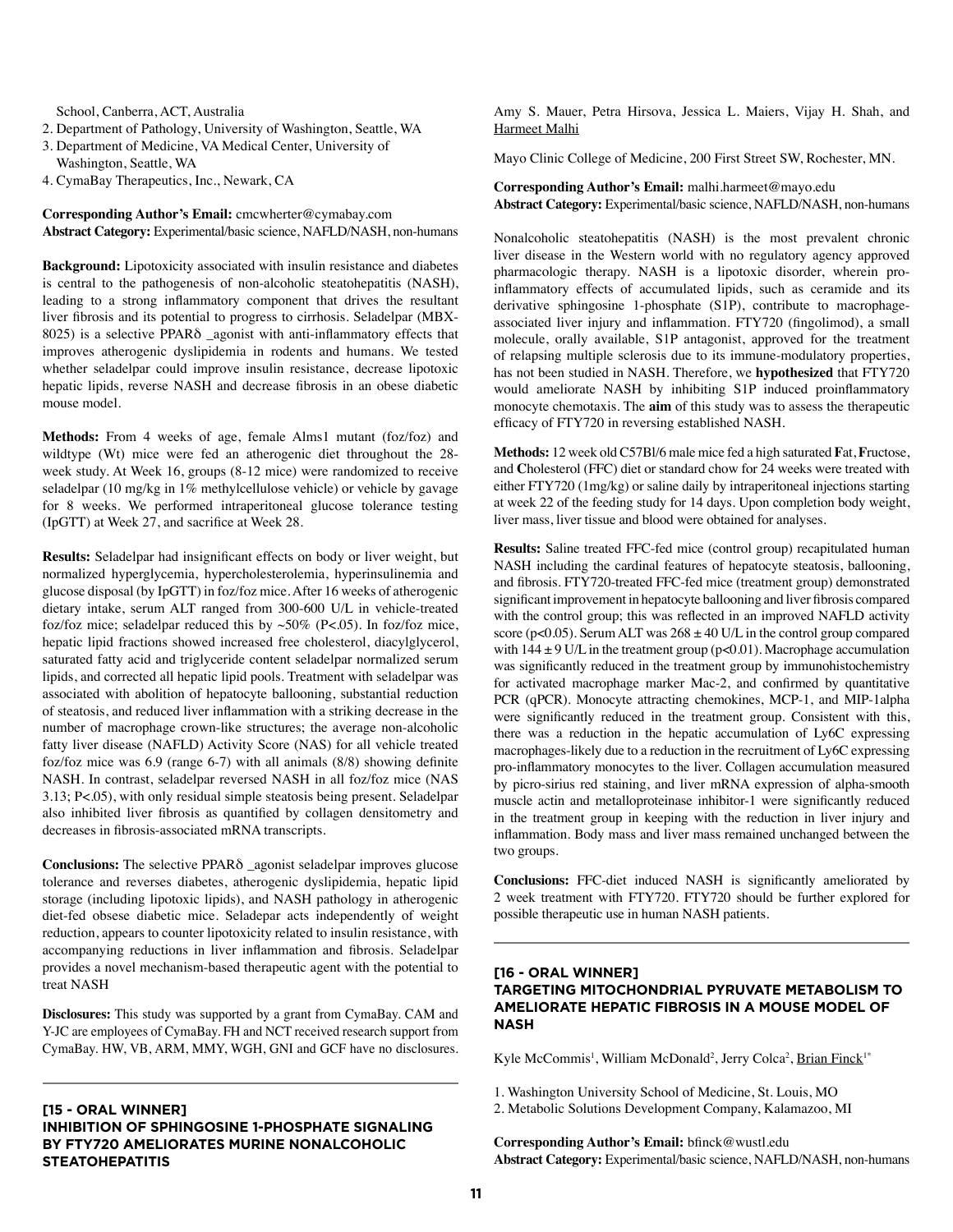School, Canberra, ACT, Australia
2. Department of Pathology, University of Washington, Seattle, WA
3. Department of Medicine, VA Medical Center, University of Washington, Seattle, WA
4. CymaBay Therapeutics, Inc., Newark, CA

**Corresponding Author's Email:** cmcwherter@cymabay.com
**Abstract Category:** Experimental/basic science, NAFLD/NASH, non-humans

**Background:** Lipotoxicity associated with insulin resistance and diabetes is central to the pathogenesis of non-alcoholic steatohepatitis (NASH), leading to a strong inflammatory component that drives the resultant liver fibrosis and its potential to progress to cirrhosis. Seladelpar (MBX-8025) is a selective PPARδ _agonist with anti-inflammatory effects that improves atherogenic dyslipidemia in rodents and humans. We tested whether seladelpar could improve insulin resistance, decrease lipotoxic hepatic lipids, reverse NASH and decrease fibrosis in an obese diabetic mouse model.

**Methods:** From 4 weeks of age, female Alms1 mutant (foz/foz) and wildtype (Wt) mice were fed an atherogenic diet throughout the 28-week study. At Week 16, groups (8-12 mice) were randomized to receive seladelpar (10 mg/kg in 1% methylcellulose vehicle) or vehicle by gavage for 8 weeks. We performed intraperitoneal glucose tolerance testing (IpGTT) at Week 27, and sacrifice at Week 28.

**Results:** Seladelpar had insignificant effects on body or liver weight, but normalized hyperglycemia, hypercholesterolemia, hyperinsulinemia and glucose disposal (by IpGTT) in foz/foz mice. After 16 weeks of atherogenic dietary intake, serum ALT ranged from 300-600 U/L in vehicle-treated foz/foz mice; seladelpar reduced this by ~50% ($P<.05$). In foz/foz mice, hepatic lipid fractions showed increased free cholesterol, diacylglycerol, saturated fatty acid and triglyceride content seladelpar normalized serum lipids, and corrected all hepatic lipid pools. Treatment with seladelpar was associated with abolition of hepatocyte ballooning, substantial reduction of steatosis, and reduced liver inflammation with a striking decrease in the number of macrophage crown-like structures; the average non-alcoholic fatty liver disease (NAFLD) Activity Score (NAS) for all vehicle treated foz/foz mice was 6.9 (range 6-7) with all animals (8/8) showing definite NASH. In contrast, seladelpar reversed NASH in all foz/foz mice (NAS 3.13; $P<.05$), with only residual simple steatosis being present. Seladelpar also inhibited liver fibrosis as quantified by collagen densitometry and decreases in fibrosis-associated mRNA transcripts.

**Conclusions:** The selective PPARδ _agonist seladelpar improves glucose tolerance and reverses diabetes, atherogenic dyslipidemia, hepatic lipid storage (including lipotoxic lipids), and NASH pathology in atherogenic diet-fed obsese diabetic mice. Seladepar acts independently of weight reduction, appears to counter lipotoxicity related to insulin resistance, with accompanying reductions in liver inflammation and fibrosis. Seladelpar provides a novel mechanism-based therapeutic agent with the potential to treat NASH

**Disclosures:** This study was supported by a grant from CymaBay. CAM and Y-JC are employees of CymaBay. FH and NCT received research support from CymaBay. HW, VB, ARM, MMY, WGH, GNI and GCF have no disclosures.

### [15 - ORAL WINNER] INHIBITION OF SPHINGOSINE 1-PHOSPHATE SIGNALING BY FTY720 AMELIORATES MURINE NONALCOHOLIC STEATOHEPATITIS

Amy S. Mauer, Petra Hirsova, Jessica L. Maiers, Vijay H. Shah, and Harmeet Malhi

Mayo Clinic College of Medicine, 200 First Street SW, Rochester, MN.

**Corresponding Author's Email:** malhi.harmeet@mayo.edu
**Abstract Category:** Experimental/basic science, NAFLD/NASH, non-humans

Nonalcoholic steatohepatitis (NASH) is the most prevalent chronic liver disease in the Western world with no regulatory agency approved pharmacologic therapy. NASH is a lipotoxic disorder, wherein pro-inflammatory effects of accumulated lipids, such as ceramide and its derivative sphingosine 1-phosphate (S1P), contribute to macrophage-associated liver injury and inflammation. FTY720 (fingolimod), a small molecule, orally available, S1P antagonist, approved for the treatment of relapsing multiple sclerosis due to its immune-modulatory properties, has not been studied in NASH. Therefore, we **hypothesized** that FTY720 would ameliorate NASH by inhibiting S1P induced proinflammatory monocyte chemotaxis. The **aim** of this study was to assess the therapeutic efficacy of FTY720 in reversing established NASH.

**Methods:** 12 week old C57Bl/6 male mice fed a high saturated **F**at, **F**ructose, and **C**holesterol (FFC) diet or standard chow for 24 weeks were treated with either FTY720 (1mg/kg) or saline daily by intraperitoneal injections starting at week 22 of the feeding study for 14 days. Upon completion body weight, liver mass, liver tissue and blood were obtained for analyses.

**Results:** Saline treated FFC-fed mice (control group) recapitulated human NASH including the cardinal features of hepatocyte steatosis, ballooning, and fibrosis. FTY720-treated FFC-fed mice (treatment group) demonstrated significant improvement in hepatocyte ballooning and liver fibrosis compared with the control group; this was reflected in an improved NAFLD activity score ($p<0.05$). Serum ALT was $268 \pm 40$ U/L in the control group compared with $144 \pm 9$ U/L in the treatment group ($p<0.01$). Macrophage accumulation was significantly reduced in the treatment group by immunohistochemistry for activated macrophage marker Mac-2, and confirmed by quantitative PCR (qPCR). Monocyte attracting chemokines, MCP-1, and MIP-1alpha were significantly reduced in the treatment group. Consistent with this, there was a reduction in the hepatic accumulation of Ly6C expressing macrophages-likely due to a reduction in the recruitment of Ly6C expressing pro-inflammatory monocytes to the liver. Collagen accumulation measured by picro-sirius red staining, and liver mRNA expression of alpha-smooth muscle actin and metalloproteinase inhibitor-1 were significantly reduced in the treatment group in keeping with the reduction in liver injury and inflammation. Body mass and liver mass remained unchanged between the two groups.

**Conclusions:** FFC-diet induced NASH is significantly ameliorated by 2 week treatment with FTY720. FTY720 should be further explored for possible therapeutic use in human NASH patients.

### [16 - ORAL WINNER] TARGETING MITOCHONDRIAL PYRUVATE METABOLISM TO AMELIORATE HEPATIC FIBROSIS IN A MOUSE MODEL OF NASH

Kyle McCommis[1], William McDonald[2], Jerry Colca[2], Brian Finck[1*]

1. Washington University School of Medicine, St. Louis, MO
2. Metabolic Solutions Development Company, Kalamazoo, MI

**Corresponding Author's Email:** bfinck@wustl.edu
**Abstract Category:** Experimental/basic science, NAFLD/NASH, non-humans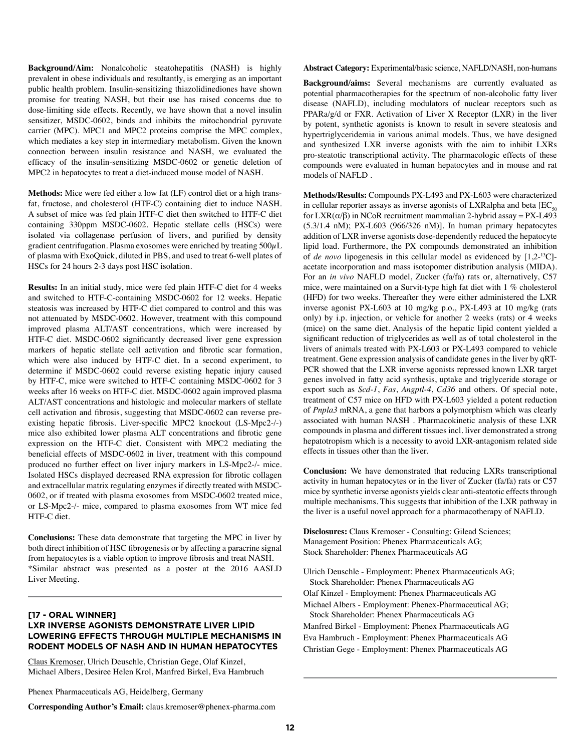**Background/Aim:** Nonalcoholic steatohepatitis (NASH) is highly prevalent in obese individuals and resultantly, is emerging as an important public health problem. Insulin-sensitizing thiazolidinediones have shown promise for treating NASH, but their use has raised concerns due to dose-limiting side effects. Recently, we have shown that a novel insulin sensitizer, MSDC-0602, binds and inhibits the mitochondrial pyruvate carrier (MPC). MPC1 and MPC2 proteins comprise the MPC complex, which mediates a key step in intermediary metabolism. Given the known connection between insulin resistance and NASH, we evaluated the efficacy of the insulin-sensitizing MSDC-0602 or genetic deletion of MPC2 in hepatocytes to treat a diet-induced mouse model of NASH.

**Methods:** Mice were fed either a low fat (LF) control diet or a high trans-fat, fructose, and cholesterol (HTF-C) containing diet to induce NASH. A subset of mice was fed plain HTF-C diet then switched to HTF-C diet containing 330ppm MSDC-0602. Hepatic stellate cells (HSCs) were isolated via collagenase perfusion of livers, and purified by density gradient centrifugation. Plasma exosomes were enriched by treating 500$\mu$L of plasma with ExoQuick, diluted in PBS, and used to treat 6-well plates of HSCs for 24 hours 2-3 days post HSC isolation.

**Results:** In an initial study, mice were fed plain HTF-C diet for 4 weeks and switched to HTF-C-containing MSDC-0602 for 12 weeks. Hepatic steatosis was increased by HTF-C diet compared to control and this was not attenuated by MSDC-0602. However, treatment with this compound improved plasma ALT/AST concentrations, which were increased by HTF-C diet. MSDC-0602 significantly decreased liver gene expression markers of hepatic stellate cell activation and fibrotic scar formation, which were also induced by HTF-C diet. In a second experiment, to determine if MSDC-0602 could reverse existing hepatic injury caused by HTF-C, mice were switched to HTF-C containing MSDC-0602 for 3 weeks after 16 weeks on HTF-C diet. MSDC-0602 again improved plasma ALT/AST concentrations and histologic and molecular markers of stellate cell activation and fibrosis, suggesting that MSDC-0602 can reverse pre-existing hepatic fibrosis. Liver-specific MPC2 knockout (LS-Mpc2-/-) mice also exhibited lower plasma ALT concentrations and fibrotic gene expression on the HTF-C diet. Consistent with MPC2 mediating the beneficial effects of MSDC-0602 in liver, treatment with this compound produced no further effect on liver injury markers in LS-Mpc2-/- mice. Isolated HSCs displayed decreased RNA expression for fibrotic collagen and extracellular matrix regulating enzymes if directly treated with MSDC-0602, or if treated with plasma exosomes from MSDC-0602 treated mice, or LS-Mpc2-/- mice, compared to plasma exosomes from WT mice fed HTF-C diet.

**Conclusions:** These data demonstrate that targeting the MPC in liver by both direct inhibition of HSC fibrogenesis or by affecting a paracrine signal from hepatocytes is a viable option to improve fibrosis and treat NASH.
*Similar abstract was presented as a poster at the 2016 AASLD Liver Meeting.

---

## [17 - ORAL WINNER] LXR INVERSE AGONISTS DEMONSTRATE LIVER LIPID LOWERING EFFECTS THROUGH MULTIPLE MECHANISMS IN RODENT MODELS OF NASH AND IN HUMAN HEPATOCYTES

Claus Kremoser, Ulrich Deuschle, Christian Gege, Olaf Kinzel, Michael Albers, Desiree Helen Krol, Manfred Birkel, Eva Hambruch

Phenex Pharmaceuticals AG, Heidelberg, Germany

**Corresponding Author's Email:** claus.kremoser@phenex-pharma.com

**Abstract Category:** Experimental/basic science, NAFLD/NASH, non-humans

**Background/aims:** Several mechanisms are currently evaluated as potential pharmacotherapies for the spectrum of non-alcoholic fatty liver disease (NAFLD), including modulators of nuclear receptors such as PPARa/g/d or FXR. Activation of Liver X Receptor (LXR) in the liver by potent, synthetic agonists is known to result in severe steatosis and hypertriglyceridemia in various animal models. Thus, we have designed and synthesized LXR inverse agonists with the aim to inhibit LXRs pro-steatotic transcriptional activity. The pharmacologic effects of these compounds were evaluated in human hepatocytes and in mouse and rat models of NAFLD .

**Methods/Results:** Compounds PX-L493 and PX-L603 were characterized in cellular reporter assays as inverse agonists of LXRalpha and beta [$EC_{50}$ for LXR($\alpha/\beta$) in NCoR recruitment mammalian 2-hybrid assay = PX-L493 (5.3/1.4 nM); PX-L603 (966/326 nM)]. In human primary hepatocytes addition of LXR inverse agonists dose-dependently reduced the hepatocyte lipid load. Furthermore, the PX compounds demonstrated an inhibition of *de novo* lipogenesis in this cellular model as evidenced by [1,2-$^{13}$C]-acetate incorporation and mass isotopomer distribution analysis (MIDA). For an *in vivo* NAFLD model, Zucker (fa/fa) rats or, alternatively, C57 mice, were maintained on a Survit-type high fat diet with 1 % cholesterol (HFD) for two weeks. Thereafter they were either administered the LXR inverse agonist PX-L603 at 10 mg/kg p.o., PX-L493 at 10 mg/kg (rats only) by i.p. injection, or vehicle for another 2 weeks (rats) or 4 weeks (mice) on the same diet. Analysis of the hepatic lipid content yielded a significant reduction of triglycerides as well as of total cholesterol in the livers of animals treated with PX-L603 or PX-L493 compared to vehicle treatment. Gene expression analysis of candidate genes in the liver by qRT-PCR showed that the LXR inverse agonists repressed known LXR target genes involved in fatty acid synthesis, uptake and triglyceride storage or export such as *Scd-1*, *Fas*, *Angptl-4*, *Cd36* and others. Of special note, treatment of C57 mice on HFD with PX-L603 yielded a potent reduction of *Pnpla3* mRNA, a gene that harbors a polymorphism which was clearly associated with human NASH . Pharmacokinetic analysis of these LXR compounds in plasma and different tissues incl. liver demonstrated a strong hepatotropism which is a necessity to avoid LXR-antagonism related side effects in tissues other than the liver.

**Conclusion:** We have demonstrated that reducing LXRs transcriptional activity in human hepatocytes or in the liver of Zucker (fa/fa) rats or C57 mice by synthetic inverse agonists yields clear anti-steatotic effects through multiple mechanisms. This suggests that inhibition of the LXR pathway in the liver is a useful novel approach for a pharmacotherapy of NAFLD.

**Disclosures:** Claus Kremoser - Consulting: Gilead Sciences; Management Position: Phenex Pharmaceuticals AG; Stock Shareholder: Phenex Pharmaceuticals AG

Ulrich Deuschle - Employment: Phenex Pharmaceuticals AG; Stock Shareholder: Phenex Pharmaceuticals AG
Olaf Kinzel - Employment: Phenex Pharmaceuticals AG
Michael Albers - Employment: Phenex-Pharmaceutical AG; Stock Shareholder: Phenex Pharmaceuticals AG
Manfred Birkel - Employment: Phenex Pharmaceuticals AG
Eva Hambruch - Employment: Phenex Pharmaceuticals AG
Christian Gege - Employment: Phenex Pharmaceuticals AG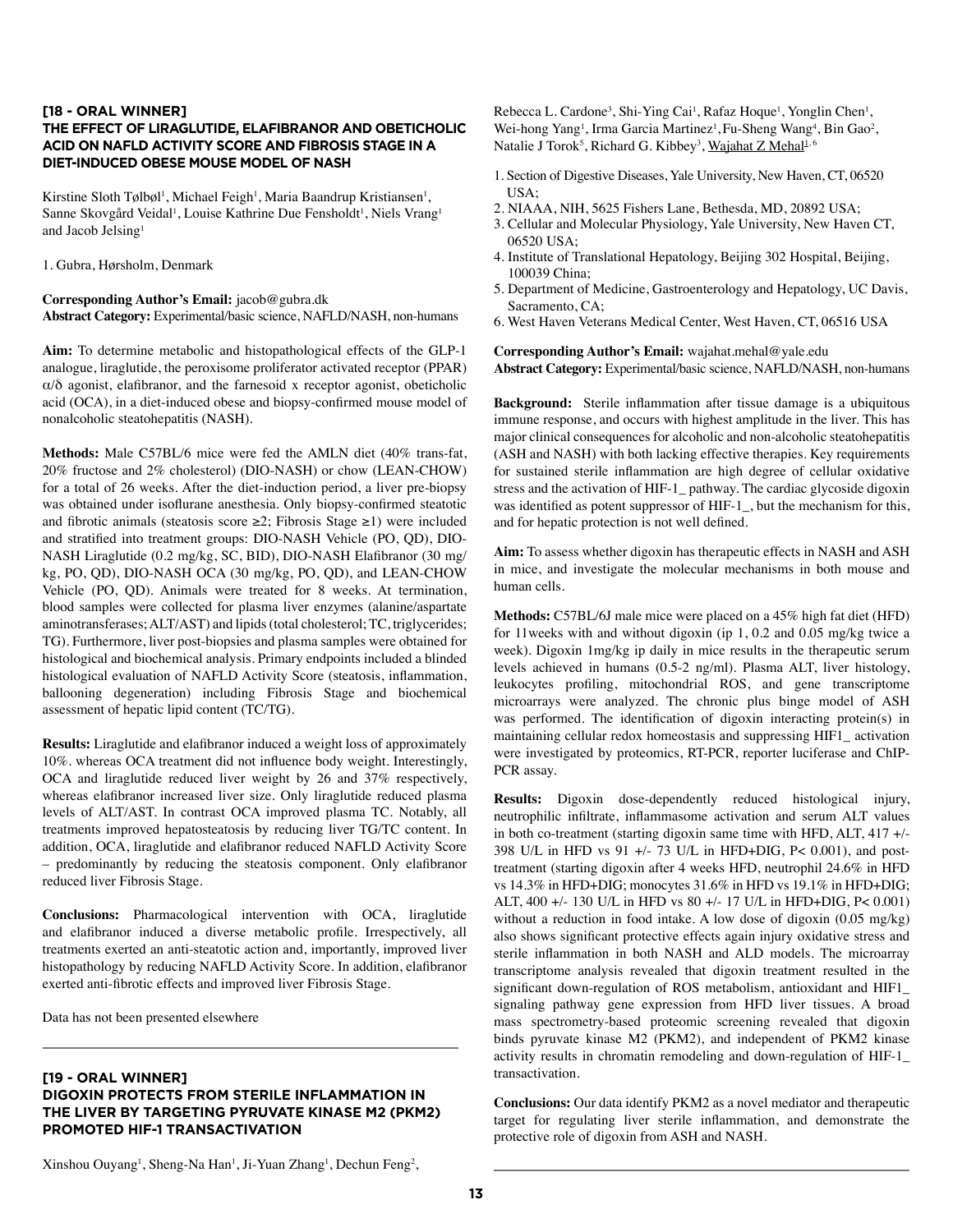### [18 - ORAL WINNER]
### THE EFFECT OF LIRAGLUTIDE, ELAFIBRANOR AND OBETICHOLIC ACID ON NAFLD ACTIVITY SCORE AND FIBROSIS STAGE IN A DIET-INDUCED OBESE MOUSE MODEL OF NASH

Kirstine Sloth Tølbøl[1], Michael Feigh[1], Maria Baandrup Kristiansen[1], Sanne Skovgård Veidal[1], Louise Kathrine Due Fensholdt[1], Niels Vrang[1] and Jacob Jelsing[1]

1. Gubra, Hørsholm, Denmark

**Corresponding Author's Email:** jacob@gubra.dk
**Abstract Category:** Experimental/basic science, NAFLD/NASH, non-humans

**Aim:** To determine metabolic and histopathological effects of the GLP-1 analogue, liraglutide, the peroxisome proliferator activated receptor (PPAR) α/δ agonist, elafibranor, and the farnesoid x receptor agonist, obeticholic acid (OCA), in a diet-induced obese and biopsy-confirmed mouse model of nonalcoholic steatohepatitis (NASH).

**Methods:** Male C57BL/6 mice were fed the AMLN diet (40% trans-fat, 20% fructose and 2% cholesterol) (DIO-NASH) or chow (LEAN-CHOW) for a total of 26 weeks. After the diet-induction period, a liver pre-biopsy was obtained under isoflurane anesthesia. Only biopsy-confirmed steatotic and fibrotic animals (steatosis score ≥2; Fibrosis Stage ≥1) were included and stratified into treatment groups: DIO-NASH Vehicle (PO, QD), DIO-NASH Liraglutide (0.2 mg/kg, SC, BID), DIO-NASH Elafibranor (30 mg/kg, PO, QD), DIO-NASH OCA (30 mg/kg, PO, QD), and LEAN-CHOW Vehicle (PO, QD). Animals were treated for 8 weeks. At termination, blood samples were collected for plasma liver enzymes (alanine/aspartate aminotransferases; ALT/AST) and lipids (total cholesterol; TC, triglycerides; TG). Furthermore, liver post-biopsies and plasma samples were obtained for histological and biochemical analysis. Primary endpoints included a blinded histological evaluation of NAFLD Activity Score (steatosis, inflammation, ballooning degeneration) including Fibrosis Stage and biochemical assessment of hepatic lipid content (TC/TG).

**Results:** Liraglutide and elafibranor induced a weight loss of approximately 10%. whereas OCA treatment did not influence body weight. Interestingly, OCA and liraglutide reduced liver weight by 26 and 37% respectively, whereas elafibranor increased liver size. Only liraglutide reduced plasma levels of ALT/AST. In contrast OCA improved plasma TC. Notably, all treatments improved hepatosteatosis by reducing liver TG/TC content. In addition, OCA, liraglutide and elafibranor reduced NAFLD Activity Score – predominantly by reducing the steatosis component. Only elafibranor reduced liver Fibrosis Stage.

**Conclusions:** Pharmacological intervention with OCA, liraglutide and elafibranor induced a diverse metabolic profile. Irrespectively, all treatments exerted an anti-steatotic action and, importantly, improved liver histopathology by reducing NAFLD Activity Score. In addition, elafibranor exerted anti-fibrotic effects and improved liver Fibrosis Stage.

Data has not been presented elsewhere

---

### [19 - ORAL WINNER]
### DIGOXIN PROTECTS FROM STERILE INFLAMMATION IN THE LIVER BY TARGETING PYRUVATE KINASE M2 (PKM2) PROMOTED HIF-1 TRANSACTIVATION

Xinshou Ouyang[1], Sheng-Na Han[1], Ji-Yuan Zhang[1], Dechun Feng[2], Rebecca L. Cardone[3], Shi-Ying Cai[1], Rafaz Hoque[1], Yonglin Chen[1], Wei-hong Yang[1], Irma Garcia Martinez[1], Fu-Sheng Wang[4], Bin Gao[2], Natalie J Torok[5], Richard G. Kibbey[3], Wajahat Z Mehal[1, 6]

1. Section of Digestive Diseases, Yale University, New Haven, CT, 06520 USA;
2. NIAAA, NIH, 5625 Fishers Lane, Bethesda, MD, 20892 USA;
3. Cellular and Molecular Physiology, Yale University, New Haven CT, 06520 USA;
4. Institute of Translational Hepatology, Beijing 302 Hospital, Beijing, 100039 China;
5. Department of Medicine, Gastroenterology and Hepatology, UC Davis, Sacramento, CA;
6. West Haven Veterans Medical Center, West Haven, CT, 06516 USA

**Corresponding Author's Email:** wajahat.mehal@yale.edu
**Abstract Category:** Experimental/basic science, NAFLD/NASH, non-humans

**Background:** Sterile inflammation after tissue damage is a ubiquitous immune response, and occurs with highest amplitude in the liver. This has major clinical consequences for alcoholic and non-alcoholic steatohepatitis (ASH and NASH) with both lacking effective therapies. Key requirements for sustained sterile inflammation are high degree of cellular oxidative stress and the activation of HIF-1_ pathway. The cardiac glycoside digoxin was identified as potent suppressor of HIF-1_, but the mechanism for this, and for hepatic protection is not well defined.

**Aim:** To assess whether digoxin has therapeutic effects in NASH and ASH in mice, and investigate the molecular mechanisms in both mouse and human cells.

**Methods:** C57BL/6J male mice were placed on a 45% high fat diet (HFD) for 11weeks with and without digoxin (ip 1, 0.2 and 0.05 mg/kg twice a week). Digoxin 1mg/kg ip daily in mice results in the therapeutic serum levels achieved in humans (0.5-2 ng/ml). Plasma ALT, liver histology, leukocytes profiling, mitochondrial ROS, and gene transcriptome microarrays were analyzed. The chronic plus binge model of ASH was performed. The identification of digoxin interacting protein(s) in maintaining cellular redox homeostasis and suppressing HIF1_ activation were investigated by proteomics, RT-PCR, reporter luciferase and ChIP-PCR assay.

**Results:** Digoxin dose-dependently reduced histological injury, neutrophilic infiltrate, inflammasome activation and serum ALT values in both co-treatment (starting digoxin same time with HFD, ALT, 417 +/- 398 U/L in HFD vs 91 +/- 73 U/L in HFD+DIG, P< 0.001), and post-treatment (starting digoxin after 4 weeks HFD, neutrophil 24.6% in HFD vs 14.3% in HFD+DIG; monocytes 31.6% in HFD vs 19.1% in HFD+DIG; ALT, 400 +/- 130 U/L in HFD vs 80 +/- 17 U/L in HFD+DIG, P< 0.001) without a reduction in food intake. A low dose of digoxin (0.05 mg/kg) also shows significant protective effects again injury oxidative stress and sterile inflammation in both NASH and ALD models. The microarray transcriptome analysis revealed that digoxin treatment resulted in the significant down-regulation of ROS metabolism, antioxidant and HIF1_ signaling pathway gene expression from HFD liver tissues. A broad mass spectrometry-based proteomic screening revealed that digoxin binds pyruvate kinase M2 (PKM2), and independent of PKM2 kinase activity results in chromatin remodeling and down-regulation of HIF-1_ transactivation.

**Conclusions:** Our data identify PKM2 as a novel mediator and therapeutic target for regulating liver sterile inflammation, and demonstrate the protective role of digoxin from ASH and NASH.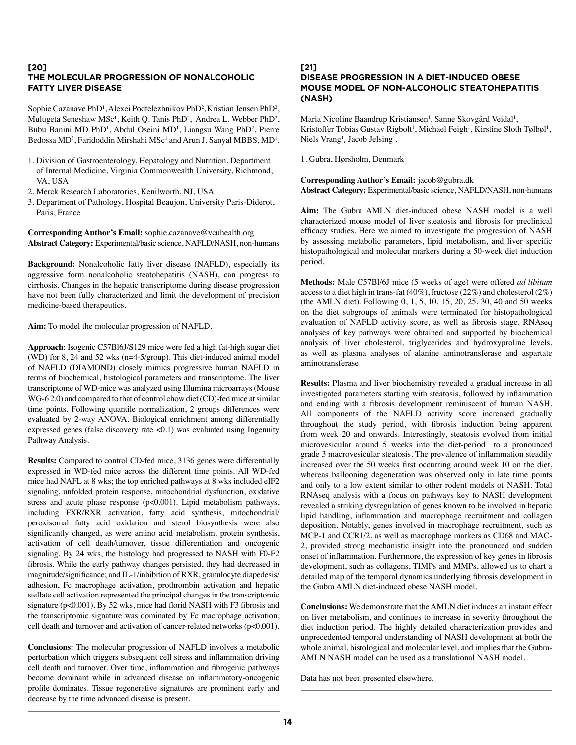## [20]
## THE MOLECULAR PROGRESSION OF NONALCOHOLIC FATTY LIVER DISEASE

Sophie Cazanave PhD[1], Alexei Podtelezhnikov PhD[2], Kristian Jensen PhD[2], Mulugeta Seneshaw MSc[1], Keith Q. Tanis PhD[2], Andrea L. Webber PhD[2], Bubu Banini MD PhD[1], Abdul Oseini MD[1], Liangsu Wang PhD[2], Pierre Bedossa MD[3], Faridoddin Mirshahi MSc[1] and Arun J. Sanyal MBBS, MD[1].

1. Division of Gastroenterology, Hepatology and Nutrition, Department of Internal Medicine, Virginia Commonwealth University, Richmond, VA, USA
2. Merck Research Laboratories, Kenilworth, NJ, USA
3. Department of Pathology, Hospital Beaujon, University Paris-Diderot, Paris, France

**Corresponding Author's Email:** sophie.cazanave@vcuhealth.org
**Abstract Category:** Experimental/basic science, NAFLD/NASH, non-humans

**Background:** Nonalcoholic fatty liver disease (NAFLD), especially its aggressive form nonalcoholic steatohepatitis (NASH), can progress to cirrhosis. Changes in the hepatic transcriptome during disease progression have not been fully characterized and limit the development of precision medicine-based therapeutics.

**Aim:** To model the molecular progression of NAFLD.

**Approach**: Isogenic C57Bl6J/S129 mice were fed a high fat-high sugar diet (WD) for 8, 24 and 52 wks (n=4-5/group). This diet-induced animal model of NAFLD (DIAMOND) closely mimics progressive human NAFLD in terms of biochemical, histological parameters and transcriptome. The liver transcriptome of WD-mice was analyzed using Illumina microarrays (Mouse WG-6 2.0) and compared to that of control chow diet (CD)-fed mice at similar time points. Following quantile normalization, 2 groups differences were evaluated by 2-way ANOVA. Biological enrichment among differentially expressed genes (false discovery rate <0.1) was evaluated using Ingenuity Pathway Analysis.

**Results:** Compared to control CD-fed mice, 3136 genes were differentially expressed in WD-fed mice across the different time points. All WD-fed mice had NAFL at 8 wks; the top enriched pathways at 8 wks included eIF2 signaling, unfolded protein response, mitochondrial dysfunction, oxidative stress and acute phase response ($p<0.001$). Lipid metabolism pathways, including FXR/RXR activation, fatty acid synthesis, mitochondrial/peroxisomal fatty acid oxidation and sterol biosynthesis were also significantly changed, as were amino acid metabolism, protein synthesis, activation of cell death/turnover, tissue differentiation and oncogenic signaling. By 24 wks, the histology had progressed to NASH with F0-F2 fibrosis. While the early pathway changes persisted, they had decreased in magnitude/significance; and IL-1/inhibition of RXR, granulocyte diapedesis/adhesion, Fc macrophage activation, prothrombin activation and hepatic stellate cell activation represented the principal changes in the transcriptomic signature ($p<0.001$). By 52 wks, mice had florid NASH with F3 fibrosis and the transcriptomic signature was dominated by Fc macrophage activation, cell death and turnover and activation of cancer-related networks ($p<0.001$).

**Conclusions:** The molecular progression of NAFLD involves a metabolic perturbation which triggers subsequent cell stress and inflammation driving cell death and turnover. Over time, inflammation and fibrogenic pathways become dominant while in advanced disease an inflammatory-oncogenic profile dominates. Tissue regenerative signatures are prominent early and decrease by the time advanced disease is present.

## [21]
## DISEASE PROGRESSION IN A DIET-INDUCED OBESE MOUSE MODEL OF NON-ALCOHOLIC STEATOHEPATITIS (NASH)

Maria Nicoline Baandrup Kristiansen[1], Sanne Skovgård Veidal[1], Kristoffer Tobias Gustav Rigbolt[1], Michael Feigh[1], Kirstine Sloth Tølbøl[1], Niels Vrang[1], Jacob Jelsing[1].

1. Gubra, Hørsholm, Denmark

**Corresponding Author's Email:** jacob@gubra.dk
**Abstract Category:** Experimental/basic science, NAFLD/NASH, non-humans

**Aim:** The Gubra AMLN diet-induced obese NASH model is a well characterized mouse model of liver steatosis and fibrosis for preclinical efficacy studies. Here we aimed to investigate the progression of NASH by assessing metabolic parameters, lipid metabolism, and liver specific histopathological and molecular markers during a 50-week diet induction period.

**Methods:** Male C57Bl/6J mice (5 weeks of age) were offered *ad libitum* access to a diet high in trans-fat (40%), fructose (22%) and cholesterol (2%) (the AMLN diet). Following 0, 1, 5, 10, 15, 20, 25, 30, 40 and 50 weeks on the diet subgroups of animals were terminated for histopathological evaluation of NAFLD activity score, as well as fibrosis stage. RNAseq analyses of key pathways were obtained and supported by biochemical analysis of liver cholesterol, triglycerides and hydroxyproline levels, as well as plasma analyses of alanine aminotransferase and aspartate aminotransferase.

**Results:** Plasma and liver biochemistry revealed a gradual increase in all investigated parameters starting with steatosis, followed by inflammation and ending with a fibrosis development reminiscent of human NASH. All components of the NAFLD activity score increased gradually throughout the study period, with fibrosis induction being apparent from week 20 and onwards. Interestingly, steatosis evolved from initial microvesicular around 5 weeks into the diet-period to a pronounced grade 3 macrovesicular steatosis. The prevalence of inflammation steadily increased over the 50 weeks first occurring around week 10 on the diet, whereas ballooning degeneration was observed only in late time points and only to a low extent similar to other rodent models of NASH. Total RNAseq analysis with a focus on pathways key to NASH development revealed a striking dysregulation of genes known to be involved in hepatic lipid handling, inflammation and macrophage recruitment and collagen deposition. Notably, genes involved in macrophage recruitment, such as MCP-1 and CCR1/2, as well as macrophage markers as CD68 and MAC-2, provided strong mechanistic insight into the pronounced and sudden onset of inflammation. Furthermore, the expression of key genes in fibrosis development, such as collagens, TIMPs and MMPs, allowed us to chart a detailed map of the temporal dynamics underlying fibrosis development in the Gubra AMLN diet-induced obese NASH model.

**Conclusions:** We demonstrate that the AMLN diet induces an instant effect on liver metabolism, and continues to increase in severity throughout the diet induction period. The highly detailed characterization provides and unprecedented temporal understanding of NASH development at both the whole animal, histological and molecular level, and implies that the Gubra-AMLN NASH model can be used as a translational NASH model.

Data has not been presented elsewhere.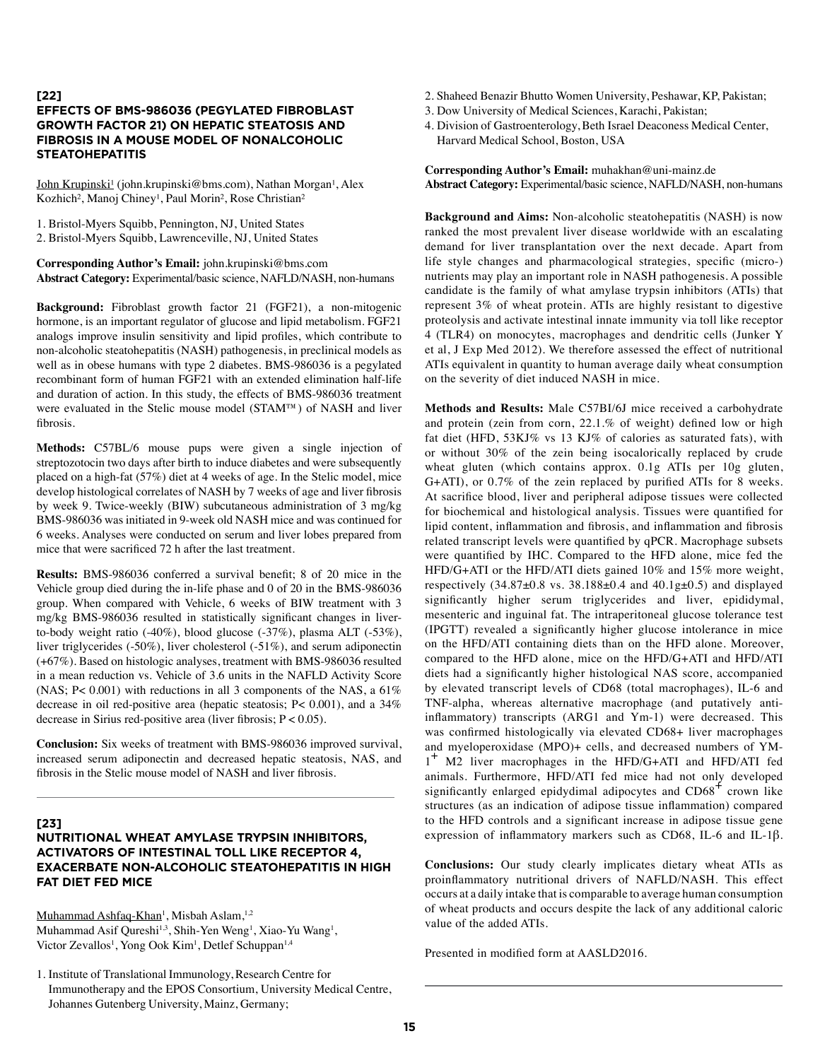## [22]

### EFFECTS OF BMS-986036 (PEGYLATED FIBROBLAST GROWTH FACTOR 21) ON HEPATIC STEATOSIS AND FIBROSIS IN A MOUSE MODEL OF NONALCOHOLIC STEATOHEPATITIS

John Krupinski[1] (john.krupinski@bms.com), Nathan Morgan[1], Alex Kozhich[2], Manoj Chiney[1], Paul Morin[2], Rose Christian[2]

1. Bristol-Myers Squibb, Pennington, NJ, United States
2. Bristol-Myers Squibb, Lawrenceville, NJ, United States

**Corresponding Author's Email:** john.krupinski@bms.com
**Abstract Category:** Experimental/basic science, NAFLD/NASH, non-humans

**Background:** Fibroblast growth factor 21 (FGF21), a non-mitogenic hormone, is an important regulator of glucose and lipid metabolism. FGF21 analogs improve insulin sensitivity and lipid profiles, which contribute to non-alcoholic steatohepatitis (NASH) pathogenesis, in preclinical models as well as in obese humans with type 2 diabetes. BMS-986036 is a pegylated recombinant form of human FGF21 with an extended elimination half-life and duration of action. In this study, the effects of BMS-986036 treatment were evaluated in the Stelic mouse model (STAM™) of NASH and liver fibrosis.

**Methods:** C57BL/6 mouse pups were given a single injection of streptozotocin two days after birth to induce diabetes and were subsequently placed on a high-fat (57%) diet at 4 weeks of age. In the Stelic model, mice develop histological correlates of NASH by 7 weeks of age and liver fibrosis by week 9. Twice-weekly (BIW) subcutaneous administration of 3 mg/kg BMS-986036 was initiated in 9-week old NASH mice and was continued for 6 weeks. Analyses were conducted on serum and liver lobes prepared from mice that were sacrificed 72 h after the last treatment.

**Results:** BMS-986036 conferred a survival benefit; 8 of 20 mice in the Vehicle group died during the in-life phase and 0 of 20 in the BMS-986036 group. When compared with Vehicle, 6 weeks of BIW treatment with 3 mg/kg BMS-986036 resulted in statistically significant changes in liver-to-body weight ratio (-40%), blood glucose (-37%), plasma ALT (-53%), liver triglycerides (-50%), liver cholesterol (-51%), and serum adiponectin (+67%). Based on histologic analyses, treatment with BMS-986036 resulted in a mean reduction vs. Vehicle of 3.6 units in the NAFLD Activity Score (NAS; $P < 0.001$) with reductions in all 3 components of the NAS, a 61% decrease in oil red-positive area (hepatic steatosis; $P < 0.001$), and a 34% decrease in Sirius red-positive area (liver fibrosis; $P < 0.05$).

**Conclusion:** Six weeks of treatment with BMS-986036 improved survival, increased serum adiponectin and decreased hepatic steatosis, NAS, and fibrosis in the Stelic mouse model of NASH and liver fibrosis.

---

## [23]

### NUTRITIONAL WHEAT AMYLASE TRYPSIN INHIBITORS, ACTIVATORS OF INTESTINAL TOLL LIKE RECEPTOR 4, EXACERBATE NON-ALCOHOLIC STEATOHEPATITIS IN HIGH FAT DIET FED MICE

Muhammad Ashfaq-Khan[1], Misbah Aslam,[1,2]
Muhammad Asif Qureshi[1,3], Shih-Yen Weng[1], Xiao-Yu Wang[1], Victor Zevallos[1], Yong Ook Kim[1], Detlef Schuppan[1,4]

1. Institute of Translational Immunology, Research Centre for Immunotherapy and the EPOS Consortium, University Medical Centre, Johannes Gutenberg University, Mainz, Germany;
2. Shaheed Benazir Bhutto Women University, Peshawar, KP, Pakistan;
3. Dow University of Medical Sciences, Karachi, Pakistan;
4. Division of Gastroenterology, Beth Israel Deaconess Medical Center, Harvard Medical School, Boston, USA

**Corresponding Author's Email:** muhakhan@uni-mainz.de
**Abstract Category:** Experimental/basic science, NAFLD/NASH, non-humans

**Background and Aims:** Non-alcoholic steatohepatitis (NASH) is now ranked the most prevalent liver disease worldwide with an escalating demand for liver transplantation over the next decade. Apart from life style changes and pharmacological strategies, specific (micro-) nutrients may play an important role in NASH pathogenesis. A possible candidate is the family of what amylase trypsin inhibitors (ATIs) that represent 3% of wheat protein. ATIs are highly resistant to digestive proteolysis and activate intestinal innate immunity via toll like receptor 4 (TLR4) on monocytes, macrophages and dendritic cells (Junker Y et al, J Exp Med 2012). We therefore assessed the effect of nutritional ATIs equivalent in quantity to human average daily wheat consumption on the severity of diet induced NASH in mice.

**Methods and Results:** Male C57Bl/6J mice received a carbohydrate and protein (zein from corn, 22.1.% of weight) defined low or high fat diet (HFD, 53KJ% vs 13 KJ% of calories as saturated fats), with or without 30% of the zein being isocalorically replaced by crude wheat gluten (which contains approx. 0.1g ATIs per 10g gluten, G+ATI), or 0.7% of the zein replaced by purified ATIs for 8 weeks. At sacrifice blood, liver and peripheral adipose tissues were collected for biochemical and histological analysis. Tissues were quantified for lipid content, inflammation and fibrosis, and inflammation and fibrosis related transcript levels were quantified by qPCR. Macrophage subsets were quantified by IHC. Compared to the HFD alone, mice fed the HFD/G+ATI or the HFD/ATI diets gained 10% and 15% more weight, respectively (34.87±0.8 vs. 38.188±0.4 and 40.1g±0.5) and displayed significantly higher serum triglycerides and liver, epididymal, mesenteric and inguinal fat. The intraperitoneal glucose tolerance test (IPGTT) revealed a significantly higher glucose intolerance in mice on the HFD/ATI containing diets than on the HFD alone. Moreover, compared to the HFD alone, mice on the HFD/G+ATI and HFD/ATI diets had a significantly higher histological NAS score, accompanied by elevated transcript levels of CD68 (total macrophages), IL-6 and TNF-alpha, whereas alternative macrophage (and putatively anti-inflammatory) transcripts (ARG1 and Ym-1) were decreased. This was confirmed histologically via elevated CD68+ liver macrophages and myeloperoxidase (MPO)+ cells, and decreased numbers of YM-$1^{+}$ M2 liver macrophages in the HFD/G+ATI and HFD/ATI fed animals. Furthermore, HFD/ATI fed mice had not only developed significantly enlarged epidydimal adipocytes and $CD68^{+}$ crown like structures (as an indication of adipose tissue inflammation) compared to the HFD controls and a significant increase in adipose tissue gene expression of inflammatory markers such as CD68, IL-6 and IL-1β.

**Conclusions:** Our study clearly implicates dietary wheat ATIs as proinflammatory nutritional drivers of NAFLD/NASH. This effect occurs at a daily intake that is comparable to average human consumption of wheat products and occurs despite the lack of any additional caloric value of the added ATIs.

Presented in modified form at AASLD2016.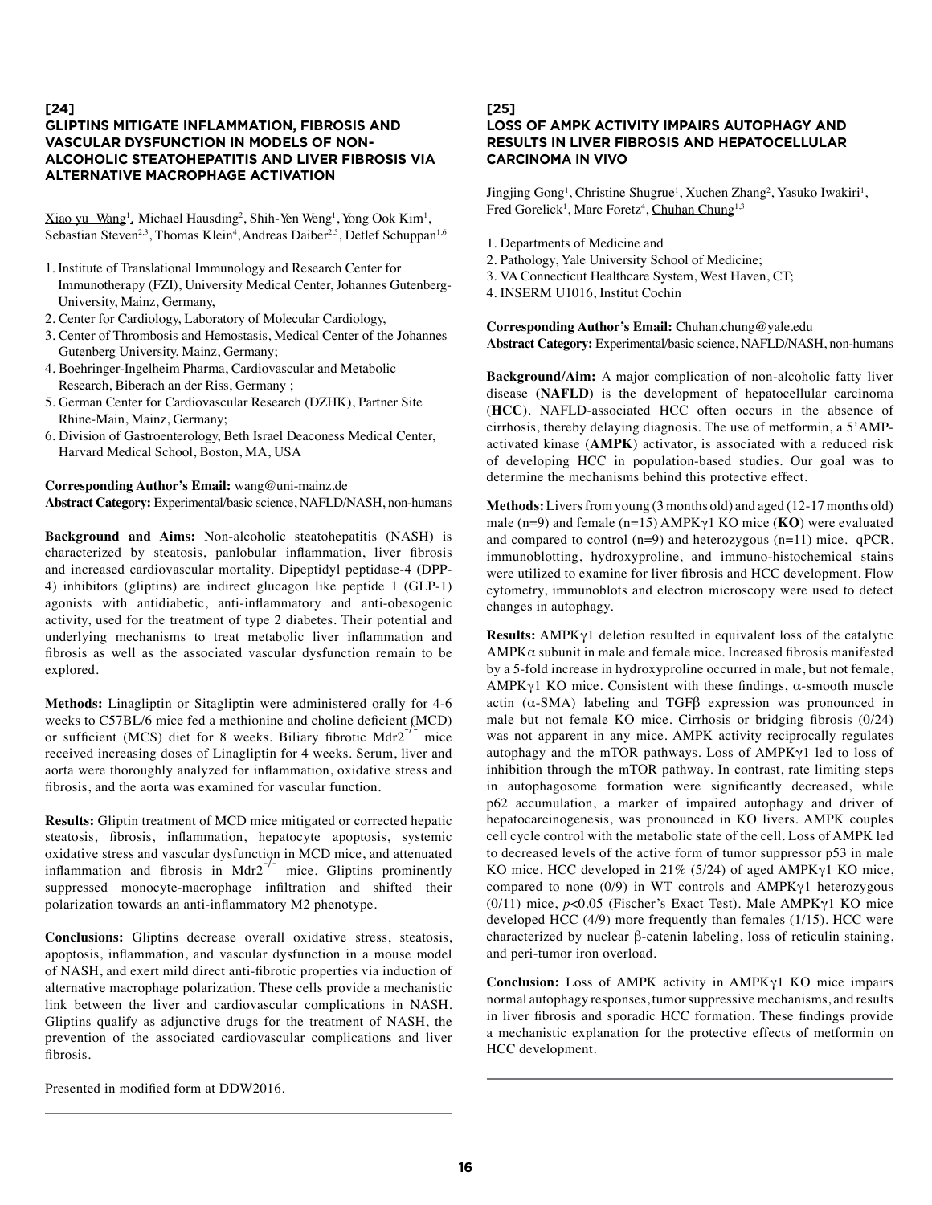## [24]

### GLIPTINS MITIGATE INFLAMMATION, FIBROSIS AND VASCULAR DYSFUNCTION IN MODELS OF NON-ALCOHOLIC STEATOHEPATITIS AND LIVER FIBROSIS VIA ALTERNATIVE MACROPHAGE ACTIVATION

Xiao yu Wang[1], Michael Hausding[2], Shih-Yen Weng[1], Yong Ook Kim[1], Sebastian Steven[2,3], Thomas Klein[4], Andreas Daiber[2,5], Detlef Schuppan[1,6]

1. Institute of Translational Immunology and Research Center for Immunotherapy (FZI), University Medical Center, Johannes Gutenberg-University, Mainz, Germany,
2. Center for Cardiology, Laboratory of Molecular Cardiology,
3. Center of Thrombosis and Hemostasis, Medical Center of the Johannes Gutenberg University, Mainz, Germany;
4. Boehringer-Ingelheim Pharma, Cardiovascular and Metabolic Research, Biberach an der Riss, Germany ;
5. German Center for Cardiovascular Research (DZHK), Partner Site Rhine-Main, Mainz, Germany;
6. Division of Gastroenterology, Beth Israel Deaconess Medical Center, Harvard Medical School, Boston, MA, USA

**Corresponding Author's Email:** wang@uni-mainz.de
**Abstract Category:** Experimental/basic science, NAFLD/NASH, non-humans

**Background and Aims:** Non-alcoholic steatohepatitis (NASH) is characterized by steatosis, panlobular inflammation, liver fibrosis and increased cardiovascular mortality. Dipeptidyl peptidase-4 (DPP-4) inhibitors (gliptins) are indirect glucagon like peptide 1 (GLP-1) agonists with antidiabetic, anti-inflammatory and anti-obesogenic activity, used for the treatment of type 2 diabetes. Their potential and underlying mechanisms to treat metabolic liver inflammation and fibrosis as well as the associated vascular dysfunction remain to be explored.

**Methods:** Linagliptin or Sitagliptin were administered orally for 4-6 weeks to C57BL/6 mice fed a methionine and choline deficient (MCD) or sufficient (MCS) diet for 8 weeks. Biliary fibrotic $Mdr2^{-/-}$ mice received increasing doses of Linagliptin for 4 weeks. Serum, liver and aorta were thoroughly analyzed for inflammation, oxidative stress and fibrosis, and the aorta was examined for vascular function.

**Results:** Gliptin treatment of MCD mice mitigated or corrected hepatic steatosis, fibrosis, inflammation, hepatocyte apoptosis, systemic oxidative stress and vascular dysfunction in MCD mice, and attenuated inflammation and fibrosis in $Mdr2^{-/-}$ mice. Gliptins prominently suppressed monocyte-macrophage infiltration and shifted their polarization towards an anti-inflammatory M2 phenotype.

**Conclusions:** Gliptins decrease overall oxidative stress, steatosis, apoptosis, inflammation, and vascular dysfunction in a mouse model of NASH, and exert mild direct anti-fibrotic properties via induction of alternative macrophage polarization. These cells provide a mechanistic link between the liver and cardiovascular complications in NASH. Gliptins qualify as adjunctive drugs for the treatment of NASH, the prevention of the associated cardiovascular complications and liver fibrosis.

Presented in modified form at DDW2016.

## [25]

### LOSS OF AMPK ACTIVITY IMPAIRS AUTOPHAGY AND RESULTS IN LIVER FIBROSIS AND HEPATOCELLULAR CARCINOMA IN VIVO

Jingjing Gong[1], Christine Shugrue[1], Xuchen Zhang[2], Yasuko Iwakiri[1], Fred Gorelick[1], Marc Foretz[4], Chuhan Chung[1,3]

1. Departments of Medicine and
2. Pathology, Yale University School of Medicine;
3. VA Connecticut Healthcare System, West Haven, CT;
4. INSERM U1016, Institut Cochin

**Corresponding Author's Email:** Chuhan.chung@yale.edu
**Abstract Category:** Experimental/basic science, NAFLD/NASH, non-humans

**Background/Aim:** A major complication of non-alcoholic fatty liver disease (**NAFLD**) is the development of hepatocellular carcinoma (**HCC**). NAFLD-associated HCC often occurs in the absence of cirrhosis, thereby delaying diagnosis. The use of metformin, a 5'AMP-activated kinase (**AMPK**) activator, is associated with a reduced risk of developing HCC in population-based studies. Our goal was to determine the mechanisms behind this protective effect.

**Methods:** Livers from young (3 months old) and aged (12-17 months old) male (n=9) and female (n=15) AMPKγ1 KO mice (**KO**) were evaluated and compared to control (n=9) and heterozygous (n=11) mice. qPCR, immunoblotting, hydroxyproline, and immuno-histochemical stains were utilized to examine for liver fibrosis and HCC development. Flow cytometry, immunoblots and electron microscopy were used to detect changes in autophagy.

**Results:** AMPKγ1 deletion resulted in equivalent loss of the catalytic AMPKα subunit in male and female mice. Increased fibrosis manifested by a 5-fold increase in hydroxyproline occurred in male, but not female, AMPKγ1 KO mice. Consistent with these findings, α-smooth muscle actin (α-SMA) labeling and TGFβ expression was pronounced in male but not female KO mice. Cirrhosis or bridging fibrosis (0/24) was not apparent in any mice. AMPK activity reciprocally regulates autophagy and the mTOR pathways. Loss of AMPKγ1 led to loss of inhibition through the mTOR pathway. In contrast, rate limiting steps in autophagosome formation were significantly decreased, while p62 accumulation, a marker of impaired autophagy and driver of hepatocarcinogenesis, was pronounced in KO livers. AMPK couples cell cycle control with the metabolic state of the cell. Loss of AMPK led to decreased levels of the active form of tumor suppressor p53 in male KO mice. HCC developed in 21% (5/24) of aged AMPKγ1 KO mice, compared to none (0/9) in WT controls and AMPKγ1 heterozygous (0/11) mice, $p<0.05$ (Fischer's Exact Test). Male AMPKγ1 KO mice developed HCC (4/9) more frequently than females (1/15). HCC were characterized by nuclear β-catenin labeling, loss of reticulin staining, and peri-tumor iron overload.

**Conclusion:** Loss of AMPK activity in AMPKγ1 KO mice impairs normal autophagy responses, tumor suppressive mechanisms, and results in liver fibrosis and sporadic HCC formation. These findings provide a mechanistic explanation for the protective effects of metformin on HCC development.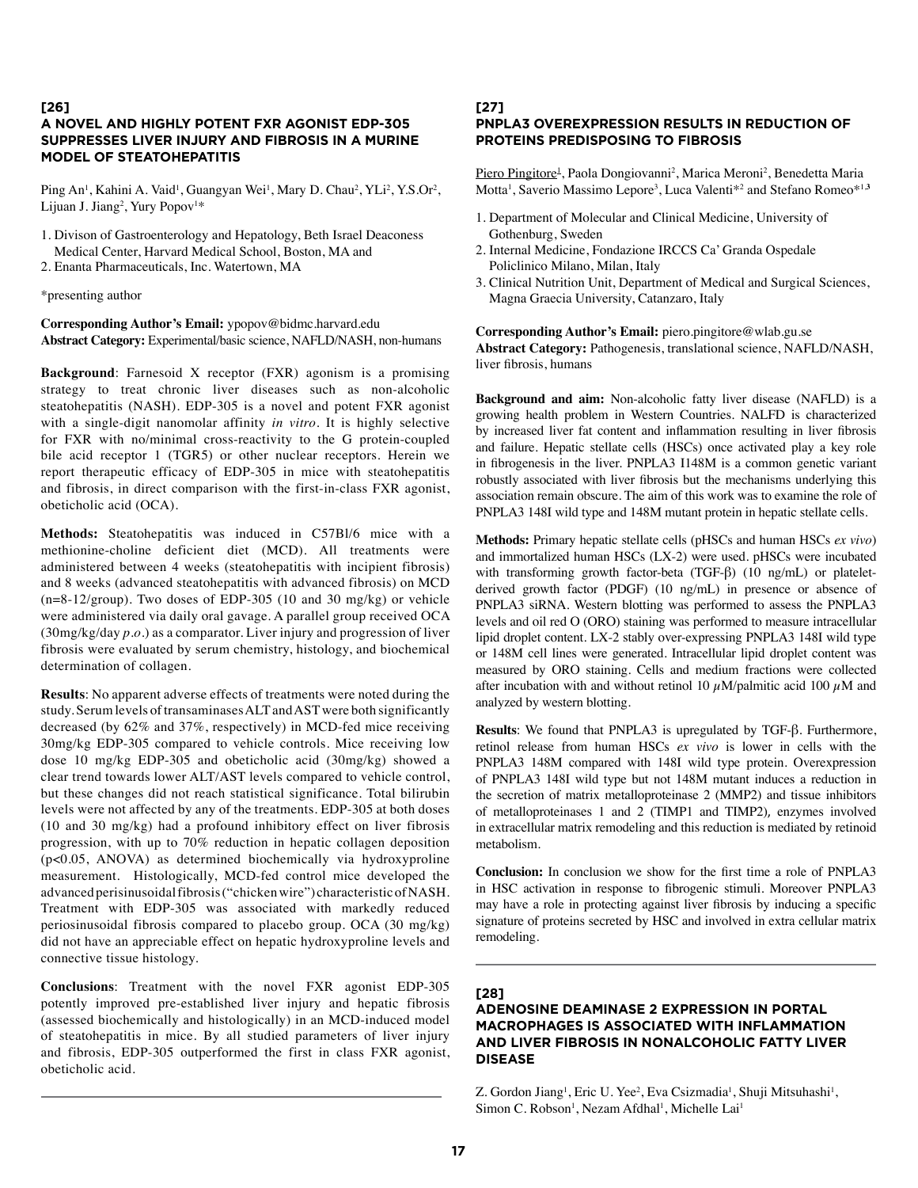## [26]
### A NOVEL AND HIGHLY POTENT FXR AGONIST EDP-305 SUPPRESSES LIVER INJURY AND FIBROSIS IN A MURINE MODEL OF STEATOHEPATITIS

Ping An[1], Kahini A. Vaid[1], Guangyan Wei[1], Mary D. Chau[2], YLi[2], Y.S.Or[2], Lijuan J. Jiang[2], Yury Popov[1]*

1. Divison of Gastroenterology and Hepatology, Beth Israel Deaconess Medical Center, Harvard Medical School, Boston, MA and
2. Enanta Pharmaceuticals, Inc. Watertown, MA

*presenting author

**Corresponding Author's Email:** ypopov@bidmc.harvard.edu
**Abstract Category:** Experimental/basic science, NAFLD/NASH, non-humans

**Background**: Farnesoid X receptor (FXR) agonism is a promising strategy to treat chronic liver diseases such as non-alcoholic steatohepatitis (NASH). EDP-305 is a novel and potent FXR agonist with a single-digit nanomolar affinity *in vitro*. It is highly selective for FXR with no/minimal cross-reactivity to the G protein-coupled bile acid receptor 1 (TGR5) or other nuclear receptors. Herein we report therapeutic efficacy of EDP-305 in mice with steatohepatitis and fibrosis, in direct comparison with the first-in-class FXR agonist, obeticholic acid (OCA).

**Methods:** Steatohepatitis was induced in C57Bl/6 mice with a methionine-choline deficient diet (MCD). All treatments were administered between 4 weeks (steatohepatitis with incipient fibrosis) and 8 weeks (advanced steatohepatitis with advanced fibrosis) on MCD (n=8-12/group). Two doses of EDP-305 (10 and 30 mg/kg) or vehicle were administered via daily oral gavage. A parallel group received OCA (30mg/kg/day *p.o.*) as a comparator. Liver injury and progression of liver fibrosis were evaluated by serum chemistry, histology, and biochemical determination of collagen.

**Results**: No apparent adverse effects of treatments were noted during the study. Serum levels of transaminases ALT and AST were both significantly decreased (by 62% and 37%, respectively) in MCD-fed mice receiving 30mg/kg EDP-305 compared to vehicle controls. Mice receiving low dose 10 mg/kg EDP-305 and obeticholic acid (30mg/kg) showed a clear trend towards lower ALT/AST levels compared to vehicle control, but these changes did not reach statistical significance. Total bilirubin levels were not affected by any of the treatments. EDP-305 at both doses (10 and 30 mg/kg) had a profound inhibitory effect on liver fibrosis progression, with up to 70% reduction in hepatic collagen deposition ($p<0.05$, ANOVA) as determined biochemically via hydroxyproline measurement. Histologically, MCD-fed control mice developed the advanced perisinusoidal fibrosis ("chicken wire") characteristic of NASH. Treatment with EDP-305 was associated with markedly reduced periosinusoidal fibrosis compared to placebo group. OCA (30 mg/kg) did not have an appreciable effect on hepatic hydroxyproline levels and connective tissue histology.

**Conclusions**: Treatment with the novel FXR agonist EDP-305 potently improved pre-established liver injury and hepatic fibrosis (assessed biochemically and histologically) in an MCD-induced model of steatohepatitis in mice. By all studied parameters of liver injury and fibrosis, EDP-305 outperformed the first in class FXR agonist, obeticholic acid.

## [27]
### PNPLA3 OVEREXPRESSION RESULTS IN REDUCTION OF PROTEINS PREDISPOSING TO FIBROSIS

Piero Pingitore[1], Paola Dongiovanni[2], Marica Meroni[2], Benedetta Maria Motta[1], Saverio Massimo Lepore[3], Luca Valenti*[2] and Stefano Romeo*[1,3]

1. Department of Molecular and Clinical Medicine, University of Gothenburg, Sweden
2. Internal Medicine, Fondazione IRCCS Ca' Granda Ospedale Policlinico Milano, Milan, Italy
3. Clinical Nutrition Unit, Department of Medical and Surgical Sciences, Magna Graecia University, Catanzaro, Italy

**Corresponding Author's Email:** piero.pingitore@wlab.gu.se
**Abstract Category:** Pathogenesis, translational science, NAFLD/NASH, liver fibrosis, humans

**Background and aim:** Non-alcoholic fatty liver disease (NAFLD) is a growing health problem in Western Countries. NALFD is characterized by increased liver fat content and inflammation resulting in liver fibrosis and failure. Hepatic stellate cells (HSCs) once activated play a key role in fibrogenesis in the liver. PNPLA3 I148M is a common genetic variant robustly associated with liver fibrosis but the mechanisms underlying this association remain obscure. The aim of this work was to examine the role of PNPLA3 148I wild type and 148M mutant protein in hepatic stellate cells.

**Methods:** Primary hepatic stellate cells (pHSCs and human HSCs *ex vivo*) and immortalized human HSCs (LX-2) were used. pHSCs were incubated with transforming growth factor-beta (TGF-β) (10 ng/mL) or platelet-derived growth factor (PDGF) (10 ng/mL) in presence or absence of PNPLA3 siRNA. Western blotting was performed to assess the PNPLA3 levels and oil red O (ORO) staining was performed to measure intracellular lipid droplet content. LX-2 stably over-expressing PNPLA3 148I wild type or 148M cell lines were generated. Intracellular lipid droplet content was measured by ORO staining. Cells and medium fractions were collected after incubation with and without retinol 10 $\mu$M/palmitic acid 100 $\mu$M and analyzed by western blotting.

**Results**: We found that PNPLA3 is upregulated by TGF-β. Furthermore, retinol release from human HSCs *ex vivo* is lower in cells with the PNPLA3 148M compared with 148I wild type protein. Overexpression of PNPLA3 148I wild type but not 148M mutant induces a reduction in the secretion of matrix metalloproteinase 2 (MMP2) and tissue inhibitors of metalloproteinases 1 and 2 (TIMP1 and TIMP2), enzymes involved in extracellular matrix remodeling and this reduction is mediated by retinoid metabolism.

**Conclusion:** In conclusion we show for the first time a role of PNPLA3 in HSC activation in response to fibrogenic stimuli. Moreover PNPLA3 may have a role in protecting against liver fibrosis by inducing a specific signature of proteins secreted by HSC and involved in extra cellular matrix remodeling.

## [28]
### ADENOSINE DEAMINASE 2 EXPRESSION IN PORTAL MACROPHAGES IS ASSOCIATED WITH INFLAMMATION AND LIVER FIBROSIS IN NONALCOHOLIC FATTY LIVER DISEASE

Z. Gordon Jiang[1], Eric U. Yee[2], Eva Csizmadia[1], Shuji Mitsuhashi[1], Simon C. Robson[1], Nezam Afdhal[1], Michelle Lai[1]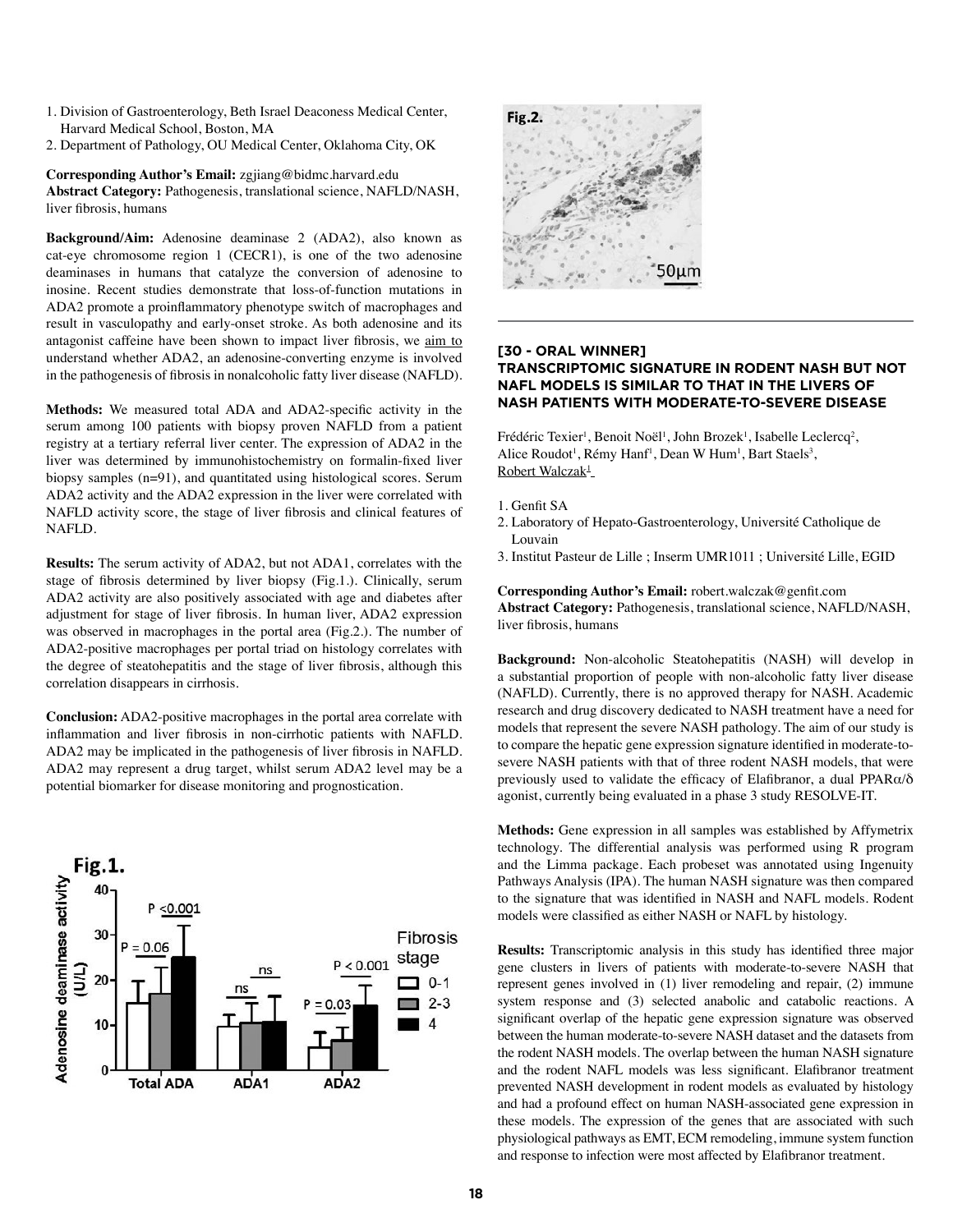1. Division of Gastroenterology, Beth Israel Deaconess Medical Center, Harvard Medical School, Boston, MA
2. Department of Pathology, OU Medical Center, Oklahoma City, OK

**Corresponding Author's Email:** zgjiang@bidmc.harvard.edu
**Abstract Category:** Pathogenesis, translational science, NAFLD/NASH, liver fibrosis, humans

**Background/Aim:** Adenosine deaminase 2 (ADA2), also known as cat-eye chromosome region 1 (CECR1), is one of the two adenosine deaminases in humans that catalyze the conversion of adenosine to inosine. Recent studies demonstrate that loss-of-function mutations in ADA2 promote a proinflammatory phenotype switch of macrophages and result in vasculopathy and early-onset stroke. As both adenosine and its antagonist caffeine have been shown to impact liver fibrosis, we aim to understand whether ADA2, an adenosine-converting enzyme is involved in the pathogenesis of fibrosis in nonalcoholic fatty liver disease (NAFLD).

**Methods:** We measured total ADA and ADA2-specific activity in the serum among 100 patients with biopsy proven NAFLD from a patient registry at a tertiary referral liver center. The expression of ADA2 in the liver was determined by immunohistochemistry on formalin-fixed liver biopsy samples (n=91), and quantitated using histological scores. Serum ADA2 activity and the ADA2 expression in the liver were correlated with NAFLD activity score, the stage of liver fibrosis and clinical features of NAFLD.

**Results:** The serum activity of ADA2, but not ADA1, correlates with the stage of fibrosis determined by liver biopsy (Fig.1.). Clinically, serum ADA2 activity are also positively associated with age and diabetes after adjustment for stage of liver fibrosis. In human liver, ADA2 expression was observed in macrophages in the portal area (Fig.2.). The number of ADA2-positive macrophages per portal triad on histology correlates with the degree of steatohepatitis and the stage of liver fibrosis, although this correlation disappears in cirrhosis.

**Conclusion:** ADA2-positive macrophages in the portal area correlate with inflammation and liver fibrosis in non-cirrhotic patients with NAFLD. ADA2 may be implicated in the pathogenesis of liver fibrosis in NAFLD. ADA2 may represent a drug target, whilst serum ADA2 level may be a potential biomarker for disease monitoring and prognostication.

Fig.1.

Fig.2.

### [30 - ORAL WINNER] TRANSCRIPTOMIC SIGNATURE IN RODENT NASH BUT NOT NAFL MODELS IS SIMILAR TO THAT IN THE LIVERS OF NASH PATIENTS WITH MODERATE-TO-SEVERE DISEASE

Frédéric Texier[1], Benoit Noël[1], John Brozek[1], Isabelle Leclercq[2], Alice Roudot[1], Rémy Hanf[1], Dean W Hum[1], Bart Staels[3], Robert Walczak[1]

1. Genfit SA
2. Laboratory of Hepato-Gastroenterology, Université Catholique de Louvain
3. Institut Pasteur de Lille ; Inserm UMR1011 ; Université Lille, EGID

**Corresponding Author's Email:** robert.walczak@genfit.com
**Abstract Category:** Pathogenesis, translational science, NAFLD/NASH, liver fibrosis, humans

**Background:** Non-alcoholic Steatohepatitis (NASH) will develop in a substantial proportion of people with non-alcoholic fatty liver disease (NAFLD). Currently, there is no approved therapy for NASH. Academic research and drug discovery dedicated to NASH treatment have a need for models that represent the severe NASH pathology. The aim of our study is to compare the hepatic gene expression signature identified in moderate-to-severe NASH patients with that of three rodent NASH models, that were previously used to validate the efficacy of Elafibranor, a dual PPAR$\alpha$/$\delta$ agonist, currently being evaluated in a phase 3 study RESOLVE-IT.

**Methods:** Gene expression in all samples was established by Affymetrix technology. The differential analysis was performed using R program and the Limma package. Each probeset was annotated using Ingenuity Pathways Analysis (IPA). The human NASH signature was then compared to the signature that was identified in NASH and NAFL models. Rodent models were classified as either NASH or NAFL by histology.

**Results:** Transcriptomic analysis in this study has identified three major gene clusters in livers of patients with moderate-to-severe NASH that represent genes involved in (1) liver remodeling and repair, (2) immune system response and (3) selected anabolic and catabolic reactions. A significant overlap of the hepatic gene expression signature was observed between the human moderate-to-severe NASH dataset and the datasets from the rodent NASH models. The overlap between the human NASH signature and the rodent NAFL models was less significant. Elafibranor treatment prevented NASH development in rodent models as evaluated by histology and had a profound effect on human NASH-associated gene expression in these models. The expression of the genes that are associated with such physiological pathways as EMT, ECM remodeling, immune system function and response to infection were most affected by Elafibranor treatment.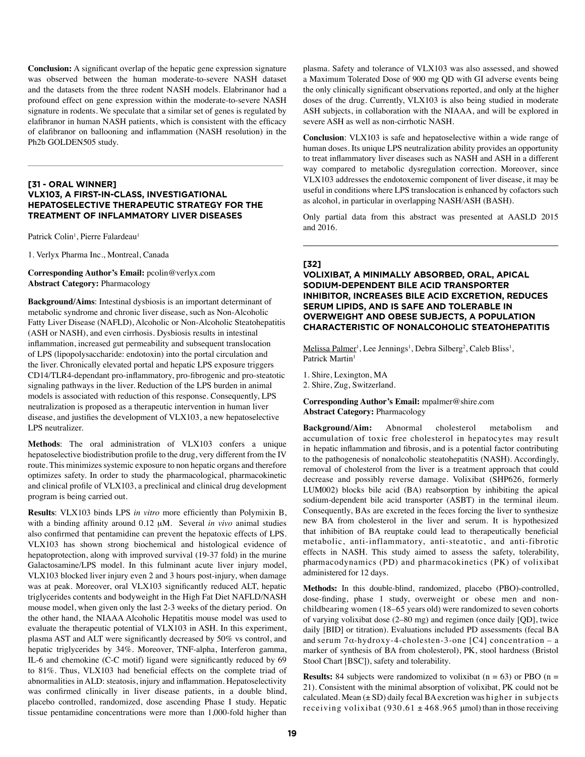**Conclusion:** A significant overlap of the hepatic gene expression signature was observed between the human moderate-to-severe NASH dataset and the datasets from the three rodent NASH models. Elabrinanor had a profound effect on gene expression within the moderate-to-severe NASH signature in rodents. We speculate that a similar set of genes is regulated by elafibranor in human NASH patients, which is consistent with the efficacy of elafibranor on ballooning and inflammation (NASH resolution) in the Ph2b GOLDEN505 study.

---

### [31 - ORAL WINNER] VLX103, A FIRST-IN-CLASS, INVESTIGATIONAL HEPATOSELECTIVE THERAPEUTIC STRATEGY FOR THE TREATMENT OF INFLAMMATORY LIVER DISEASES

Patrick Colin[1], Pierre Falardeau[1]

1. Verlyx Pharma Inc., Montreal, Canada

**Corresponding Author's Email:** pcolin@verlyx.com
**Abstract Category:** Pharmacology

**Background/Aims**: Intestinal dysbiosis is an important determinant of metabolic syndrome and chronic liver disease, such as Non-Alcoholic Fatty Liver Disease (NAFLD), Alcoholic or Non-Alcoholic Steatohepatitis (ASH or NASH), and even cirrhosis. Dysbiosis results in intestinal inflammation, increased gut permeability and subsequent translocation of LPS (lipopolysaccharide: endotoxin) into the portal circulation and the liver. Chronically elevated portal and hepatic LPS exposure triggers CD14/TLR4-dependant pro-inflammatory, pro-fibrogenic and pro-steatotic signaling pathways in the liver. Reduction of the LPS burden in animal models is associated with reduction of this response. Consequently, LPS neutralization is proposed as a therapeutic intervention in human liver disease, and justifies the development of VLX103, a new hepatoselective LPS neutralizer.

**Methods**: The oral administration of VLX103 confers a unique hepatoselective biodistribution profile to the drug, very different from the IV route. This minimizes systemic exposure to non hepatic organs and therefore optimizes safety. In order to study the pharmacological, pharmacokinetic and clinical profile of VLX103, a preclinical and clinical drug development program is being carried out.

**Results**: VLX103 binds LPS *in vitro* more efficiently than Polymixin B, with a binding affinity around 0.12 μM. Several *in vivo* animal studies also confirmed that pentamidine can prevent the hepatoxic effects of LPS. VLX103 has shown strong biochemical and histological evidence of hepatoprotection, along with improved survival (19-37 fold) in the murine Galactosamine/LPS model. In this fulminant acute liver injury model, VLX103 blocked liver injury even 2 and 3 hours post-injury, when damage was at peak. Moreover, oral VLX103 significantly reduced ALT, hepatic triglycerides contents and bodyweight in the High Fat Diet NAFLD/NASH mouse model, when given only the last 2-3 weeks of the dietary period. On the other hand, the NIAAA Alcoholic Hepatitis mouse model was used to evaluate the therapeutic potential of VLX103 in ASH. In this experiment, plasma AST and ALT were significantly decreased by 50% vs control, and hepatic triglycerides by 34%. Moreover, TNF-alpha, Interferon gamma, IL-6 and chemokine (C-C motif) ligand were significantly reduced by 69 to 81%. Thus, VLX103 had beneficial effects on the complete triad of abnormalities in ALD: steatosis, injury and inflammation. Hepatoselectivity was confirmed clinically in liver disease patients, in a double blind, placebo controlled, randomized, dose ascending Phase I study. Hepatic tissue pentamidine concentrations were more than 1,000-fold higher than plasma. Safety and tolerance of VLX103 was also assessed, and showed a Maximum Tolerated Dose of 900 mg QD with GI adverse events being the only clinically significant observations reported, and only at the higher doses of the drug. Currently, VLX103 is also being studied in moderate ASH subjects, in collaboration with the NIAAA, and will be explored in severe ASH as well as non-cirrhotic NASH.

**Conclusion**: VLX103 is safe and hepatoselective within a wide range of human doses. Its unique LPS neutralization ability provides an opportunity to treat inflammatory liver diseases such as NASH and ASH in a different way compared to metabolic dysregulation correction. Moreover, since VLX103 addresses the endotoxemic component of liver disease, it may be useful in conditions where LPS translocation is enhanced by cofactors such as alcohol, in particular in overlapping NASH/ASH (BASH).

Only partial data from this abstract was presented at AASLD 2015 and 2016.

---

### [32] VOLIXIBAT, A MINIMALLY ABSORBED, ORAL, APICAL SODIUM-DEPENDENT BILE ACID TRANSPORTER INHIBITOR, INCREASES BILE ACID EXCRETION, REDUCES SERUM LIPIDS, AND IS SAFE AND TOLERABLE IN OVERWEIGHT AND OBESE SUBJECTS, A POPULATION CHARACTERISTIC OF NONALCOHOLIC STEATOHEPATITIS

Melissa Palmer[1], Lee Jennings[1], Debra Silberg[2], Caleb Bliss[1], Patrick Martin[1]

1. Shire, Lexington, MA
2. Shire, Zug, Switzerland.

**Corresponding Author's Email:** mpalmer@shire.com
**Abstract Category:** Pharmacology

**Background/Aim:** Abnormal cholesterol metabolism and accumulation of toxic free cholesterol in hepatocytes may result in hepatic inflammation and fibrosis, and is a potential factor contributing to the pathogenesis of nonalcoholic steatohepatitis (NASH). Accordingly, removal of cholesterol from the liver is a treatment approach that could decrease and possibly reverse damage. Volixibat (SHP626, formerly LUM002) blocks bile acid (BA) reabsorption by inhibiting the apical sodium-dependent bile acid transporter (ASBT) in the terminal ileum. Consequently, BAs are excreted in the feces forcing the liver to synthesize new BA from cholesterol in the liver and serum. It is hypothesized that inhibition of BA reuptake could lead to therapeutically beneficial metabolic, anti-inflammatory, anti-steatotic, and anti-fibrotic effects in NASH. This study aimed to assess the safety, tolerability, pharmacodynamics (PD) and pharmacokinetics (PK) of volixibat administered for 12 days.

**Methods:** In this double-blind, randomized, placebo (PBO)-controlled, dose-finding, phase 1 study, overweight or obese men and non-childbearing women (18–65 years old) were randomized to seven cohorts of varying volixibat dose (2–80 mg) and regimen (once daily [QD], twice daily [BID] or titration). Evaluations included PD assessments (fecal BA and serum 7α-hydroxy-4-cholesten-3-one [C4] concentration – a marker of synthesis of BA from cholesterol), PK, stool hardness (Bristol Stool Chart [BSC]), safety and tolerability.

**Results:** 84 subjects were randomized to volixibat ($n = 63$) or PBO ($n = 21$). Consistent with the minimal absorption of volixibat, PK could not be calculated. Mean (± SD) daily fecal BA excretion was higher in subjects receiving volixibat (930.61 ± 468.965 μmol) than in those receiving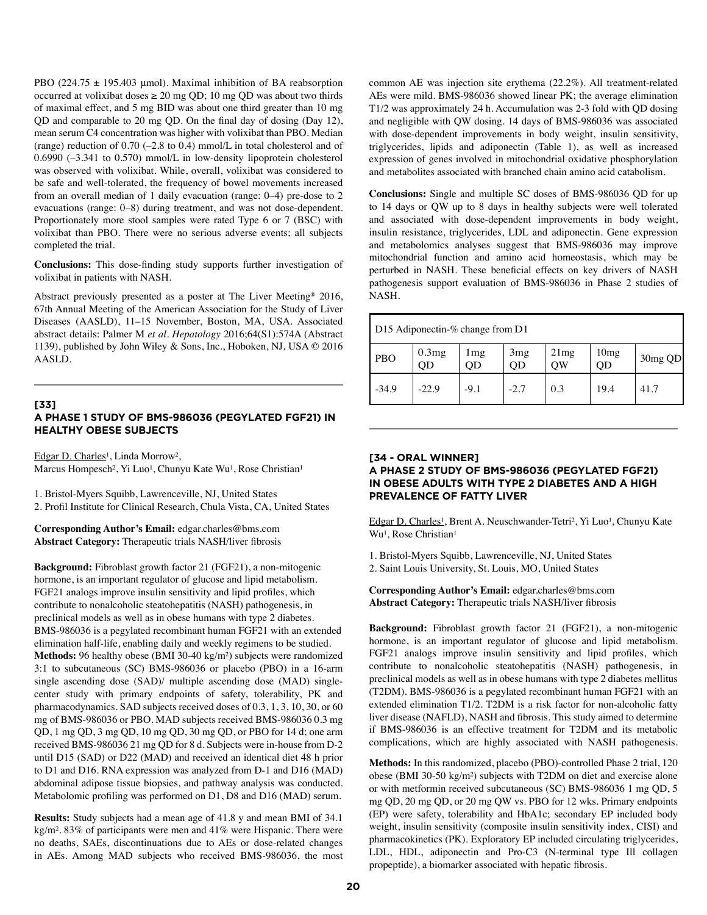PBO (224.75 ± 195.403 µmol). Maximal inhibition of BA reabsorption occurred at volixibat doses ≥ 20 mg QD; 10 mg QD was about two thirds of maximal effect, and 5 mg BID was about one third greater than 10 mg QD and comparable to 20 mg QD. On the final day of dosing (Day 12), mean serum C4 concentration was higher with volixibat than PBO. Median (range) reduction of 0.70 (–2.8 to 0.4) mmol/L in total cholesterol and of 0.6990 (–3.341 to 0.570) mmol/L in low-density lipoprotein cholesterol was observed with volixibat. While, overall, volixibat was considered to be safe and well-tolerated, the frequency of bowel movements increased from an overall median of 1 daily evacuation (range: 0–4) pre-dose to 2 evacuations (range: 0–8) during treatment, and was not dose-dependent. Proportionately more stool samples were rated Type 6 or 7 (BSC) with volixibat than PBO. There were no serious adverse events; all subjects completed the trial.

**Conclusions:** This dose-finding study supports further investigation of volixibat in patients with NASH.

Abstract previously presented as a poster at The Liver Meeting® 2016, 67th Annual Meeting of the American Association for the Study of Liver Diseases (AASLD), 11–15 November, Boston, MA, USA. Associated abstract details: Palmer M *et al*. *Hepatology* 2016;64(S1):574A (Abstract 1139), published by John Wiley & Sons, Inc., Hoboken, NJ, USA © 2016 AASLD.

---

### [33]
### A PHASE 1 STUDY OF BMS-986036 (PEGYLATED FGF21) IN HEALTHY OBESE SUBJECTS

Edgar D. Charles[1], Linda Morrow[2], Marcus Hompesch[2], Yi Luo[1], Chunyu Kate Wu[1], Rose Christian[1]

1. Bristol-Myers Squibb, Lawrenceville, NJ, United States
2. Profil Institute for Clinical Research, Chula Vista, CA, United States

**Corresponding Author's Email:** edgar.charles@bms.com
**Abstract Category:** Therapeutic trials NASH/liver fibrosis

**Background:** Fibroblast growth factor 21 (FGF21), a non-mitogenic hormone, is an important regulator of glucose and lipid metabolism. FGF21 analogs improve insulin sensitivity and lipid profiles, which contribute to nonalcoholic steatohepatitis (NASH) pathogenesis, in preclinical models as well as in obese humans with type 2 diabetes. BMS-986036 is a pegylated recombinant human FGF21 with an extended elimination half-life, enabling daily and weekly regimens to be studied.
**Methods:** 96 healthy obese (BMI 30-40 kg/m$^2$) subjects were randomized 3:1 to subcutaneous (SC) BMS-986036 or placebo (PBO) in a 16-arm single ascending dose (SAD)/ multiple ascending dose (MAD) single-center study with primary endpoints of safety, tolerability, PK and pharmacodynamics. SAD subjects received doses of 0.3, 1, 3, 10, 30, or 60 mg of BMS-986036 or PBO. MAD subjects received BMS-986036 0.3 mg QD, 1 mg QD, 3 mg QD, 10 mg QD, 30 mg QD, or PBO for 14 d; one arm received BMS-986036 21 mg QD for 8 d. Subjects were in-house from D-2 until D15 (SAD) or D22 (MAD) and received an identical diet 48 h prior to D1 and D16. RNA expression was analyzed from D-1 and D16 (MAD) abdominal adipose tissue biopsies, and pathway analysis was conducted. Metabolomic profiling was performed on D1, D8 and D16 (MAD) serum.

**Results:** Study subjects had a mean age of 41.8 y and mean BMI of 34.1 kg/m$^2$. 83% of participants were men and 41% were Hispanic. There were no deaths, SAEs, discontinuations due to AEs or dose-related changes in AEs. Among MAD subjects who received BMS-986036, the most common AE was injection site erythema (22.2%). All treatment-related AEs were mild. BMS-986036 showed linear PK; the average elimination T1/2 was approximately 24 h. Accumulation was 2-3 fold with QD dosing and negligible with QW dosing. 14 days of BMS-986036 was associated with dose-dependent improvements in body weight, insulin sensitivity, triglycerides, lipids and adiponectin (Table 1), as well as increased expression of genes involved in mitochondrial oxidative phosphorylation and metabolites associated with branched chain amino acid catabolism.

**Conclusions:** Single and multiple SC doses of BMS-986036 QD for up to 14 days or QW up to 8 days in healthy subjects were well tolerated and associated with dose-dependent improvements in body weight, insulin resistance, triglycerides, LDL and adiponectin. Gene expression and metabolomics analyses suggest that BMS-986036 may improve mitochondrial function and amino acid homeostasis, which may be perturbed in NASH. These beneficial effects on key drivers of NASH pathogenesis support evaluation of BMS-986036 in Phase 2 studies of NASH.

| D15 Adiponectin-% change from D1 | | | | | | |
|---|---|---|---|---|---|---|
| PBO | 0.3mg QD | 1mg QD | 3mg QD | 21mg QW | 10mg QD | 30mg QD |
| -34.9 | -22.9 | -9.1 | -2.7 | 0.3 | 19.4 | 41.7 |

---

### [34 - ORAL WINNER]
### A PHASE 2 STUDY OF BMS-986036 (PEGYLATED FGF21) IN OBESE ADULTS WITH TYPE 2 DIABETES AND A HIGH PREVALENCE OF FATTY LIVER

Edgar D. Charles[1], Brent A. Neuschwander-Tetri[2], Yi Luo[1], Chunyu Kate Wu[1], Rose Christian[1]

1. Bristol-Myers Squibb, Lawrenceville, NJ, United States
2. Saint Louis University, St. Louis, MO, United States

**Corresponding Author's Email:** edgar.charles@bms.com
**Abstract Category:** Therapeutic trials NASH/liver fibrosis

**Background:** Fibroblast growth factor 21 (FGF21), a non-mitogenic hormone, is an important regulator of glucose and lipid metabolism. FGF21 analogs improve insulin sensitivity and lipid profiles, which contribute to nonalcoholic steatohepatitis (NASH) pathogenesis, in preclinical models as well as in obese humans with type 2 diabetes mellitus (T2DM). BMS-986036 is a pegylated recombinant human FGF21 with an extended elimination T1/2. T2DM is a risk factor for non-alcoholic fatty liver disease (NAFLD), NASH and fibrosis. This study aimed to determine if BMS-986036 is an effective treatment for T2DM and its metabolic complications, which are highly associated with NASH pathogenesis.

**Methods:** In this randomized, placebo (PBO)-controlled Phase 2 trial, 120 obese (BMI 30-50 kg/m$^2$) subjects with T2DM on diet and exercise alone or with metformin received subcutaneous (SC) BMS-986036 1 mg QD, 5 mg QD, 20 mg QD, or 20 mg QW vs. PBO for 12 wks. Primary endpoints (EP) were safety, tolerability and HbA1c; secondary EP included body weight, insulin sensitivity (composite insulin sensitivity index, CISI) and pharmacokinetics (PK). Exploratory EP included circulating triglycerides, LDL, HDL, adiponectin and Pro-C3 (N-terminal type Ill collagen propeptide), a biomarker associated with hepatic fibrosis.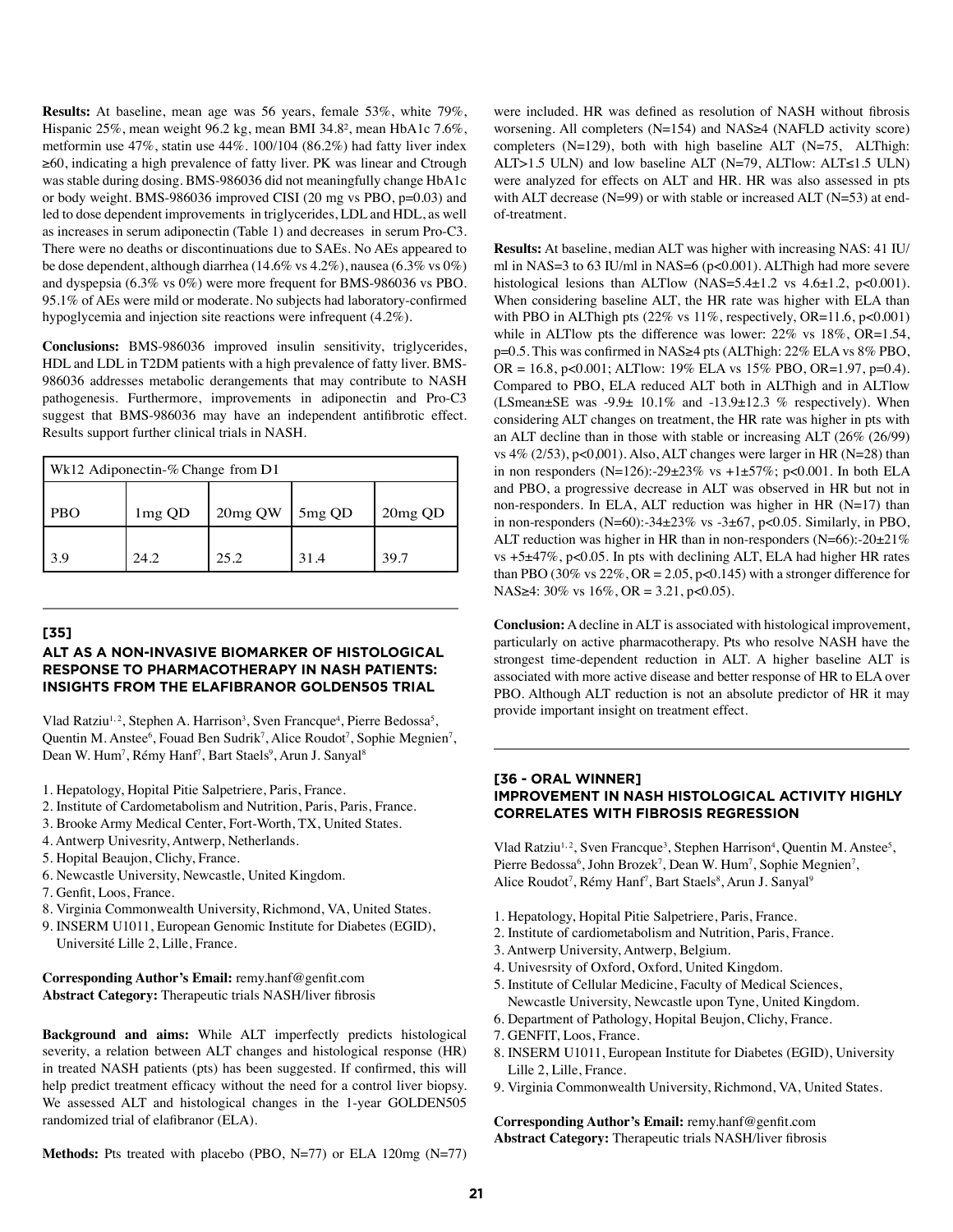**Results:** At baseline, mean age was 56 years, female 53%, white 79%, Hispanic 25%, mean weight 96.2 kg, mean BMI 34.8², mean HbA1c 7.6%, metformin use 47%, statin use 44%. 100/104 (86.2%) had fatty liver index ≥60, indicating a high prevalence of fatty liver. PK was linear and Ctrough was stable during dosing. BMS-986036 did not meaningfully change HbA1c or body weight. BMS-986036 improved CISI (20 mg vs PBO, p=0.03) and led to dose dependent improvements in triglycerides, LDL and HDL, as well as increases in serum adiponectin (Table 1) and decreases in serum Pro-C3. There were no deaths or discontinuations due to SAEs. No AEs appeared to be dose dependent, although diarrhea (14.6% vs 4.2%), nausea (6.3% vs 0%) and dyspepsia (6.3% vs 0%) were more frequent for BMS-986036 vs PBO. 95.1% of AEs were mild or moderate. No subjects had laboratory-confirmed hypoglycemia and injection site reactions were infrequent (4.2%).

**Conclusions:** BMS-986036 improved insulin sensitivity, triglycerides, HDL and LDL in T2DM patients with a high prevalence of fatty liver. BMS-986036 addresses metabolic derangements that may contribute to NASH pathogenesis. Furthermore, improvements in adiponectin and Pro-C3 suggest that BMS-986036 may have an independent antifibrotic effect. Results support further clinical trials in NASH.

| Wk12 Adiponectin-% Change from D1 | | | | |
|---|---|---|---|---|
| PBO | 1mg QD | 20mg QW | 5mg QD | 20mg QD |
| 3.9 | 24.2 | 25.2 | 31.4 | 39.7 |

## [35]
## ALT AS A NON-INVASIVE BIOMARKER OF HISTOLOGICAL RESPONSE TO PHARMACOTHERAPY IN NASH PATIENTS: INSIGHTS FROM THE ELAFIBRANOR GOLDEN505 TRIAL

Vlad Ratziu[1,2], Stephen A. Harrison[3], Sven Francque[4], Pierre Bedossa[5], Quentin M. Anstee[6], Fouad Ben Sudrik[7], Alice Roudot[7], Sophie Megnien[7], Dean W. Hum[7], Rémy Hanf[7], Bart Staels[9], Arun J. Sanyal[8]

1. Hepatology, Hopital Pitie Salpetriere, Paris, France.
2. Institute of Cardometabolism and Nutrition, Paris, Paris, France.
3. Brooke Army Medical Center, Fort-Worth, TX, United States.
4. Antwerp Univesrity, Antwerp, Netherlands.
5. Hopital Beaujon, Clichy, France.
6. Newcastle University, Newcastle, United Kingdom.
7. Genfit, Loos, France.
8. Virginia Commonwealth University, Richmond, VA, United States.
9. INSERM U1011, European Genomic Institute for Diabetes (EGID), Université Lille 2, Lille, France.

**Corresponding Author's Email:** remy.hanf@genfit.com
**Abstract Category:** Therapeutic trials NASH/liver fibrosis

**Background and aims:** While ALT imperfectly predicts histological severity, a relation between ALT changes and histological response (HR) in treated NASH patients (pts) has been suggested. If confirmed, this will help predict treatment efficacy without the need for a control liver biopsy. We assessed ALT and histological changes in the 1-year GOLDEN505 randomized trial of elafibranor (ELA).

**Methods:** Pts treated with placebo (PBO, N=77) or ELA 120mg (N=77) were included. HR was defined as resolution of NASH without fibrosis worsening. All completers (N=154) and NAS≥4 (NAFLD activity score) completers (N=129), both with high baseline ALT (N=75, ALThigh: ALT>1.5 ULN) and low baseline ALT (N=79, ALTlow: ALT≤1.5 ULN) were analyzed for effects on ALT and HR. HR was also assessed in pts with ALT decrease (N=99) or with stable or increased ALT (N=53) at end-of-treatment.

**Results:** At baseline, median ALT was higher with increasing NAS: 41 IU/ml in NAS=3 to 63 IU/ml in NAS=6 (p<0.001). ALThigh had more severe histological lesions than ALTlow (NAS=5.4±1.2 vs 4.6±1.2, p<0.001). When considering baseline ALT, the HR rate was higher with ELA than with PBO in ALThigh pts (22% vs 11%, respectively, OR=11.6, p<0.001) while in ALTlow pts the difference was lower: 22% vs 18%, OR=1.54, p=0.5. This was confirmed in NAS≥4 pts (ALThigh: 22% ELA vs 8% PBO, OR = 16.8, p<0.001; ALTlow: 19% ELA vs 15% PBO, OR=1.97, p=0.4). Compared to PBO, ELA reduced ALT both in ALThigh and in ALTlow (LSmean±SE was -9.9± 10.1% and -13.9±12.3 % respectively). When considering ALT changes on treatment, the HR rate was higher in pts with an ALT decline than in those with stable or increasing ALT (26% (26/99) vs 4% (2/53), p<0,001). Also, ALT changes were larger in HR (N=28) than in non responders (N=126):-29±23% vs +1±57%; p<0.001. In both ELA and PBO, a progressive decrease in ALT was observed in HR but not in non-responders. In ELA, ALT reduction was higher in HR (N=17) than in non-responders (N=60):-34±23% vs -3±67, p<0.05. Similarly, in PBO, ALT reduction was higher in HR than in non-responders (N=66):-20±21% vs +5±47%, p<0.05. In pts with declining ALT, ELA had higher HR rates than PBO (30% vs 22%, OR = 2.05, p<0.145) with a stronger difference for NAS≥4: 30% vs 16%, OR = 3.21, p<0.05).

**Conclusion:** A decline in ALT is associated with histological improvement, particularly on active pharmacotherapy. Pts who resolve NASH have the strongest time-dependent reduction in ALT. A higher baseline ALT is associated with more active disease and better response of HR to ELA over PBO. Although ALT reduction is not an absolute predictor of HR it may provide important insight on treatment effect.

## [36 - ORAL WINNER]
## IMPROVEMENT IN NASH HISTOLOGICAL ACTIVITY HIGHLY CORRELATES WITH FIBROSIS REGRESSION

Vlad Ratziu[1,2], Sven Francque[3], Stephen Harrison[4], Quentin M. Anstee[5], Pierre Bedossa[6], John Brozek[7], Dean W. Hum[7], Sophie Megnien[7], Alice Roudot[7], Rémy Hanf[7], Bart Staels[8], Arun J. Sanyal[9]

1. Hepatology, Hopital Pitie Salpetriere, Paris, France.
2. Institute of cardiometabolism and Nutrition, Paris, France.
3. Antwerp University, Antwerp, Belgium.
4. Univesrsity of Oxford, Oxford, United Kingdom.
5. Institute of Cellular Medicine, Faculty of Medical Sciences, Newcastle University, Newcastle upon Tyne, United Kingdom.
6. Department of Pathology, Hopital Beujon, Clichy, France.
7. GENFIT, Loos, France.
8. INSERM U1011, European Institute for Diabetes (EGID), University Lille 2, Lille, France.
9. Virginia Commonwealth University, Richmond, VA, United States.

**Corresponding Author's Email:** remy.hanf@genfit.com
**Abstract Category:** Therapeutic trials NASH/liver fibrosis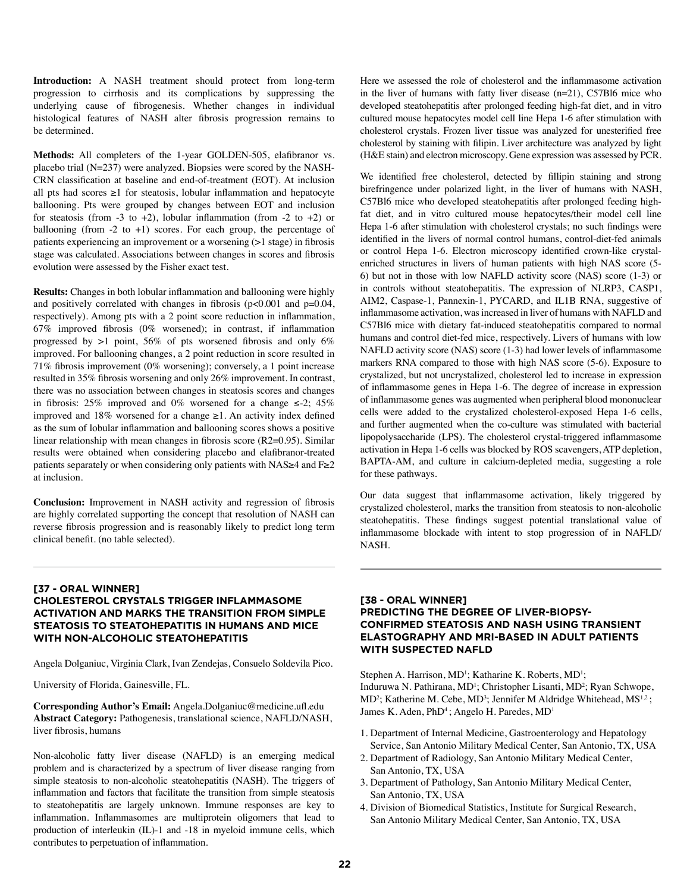**Introduction:** A NASH treatment should protect from long-term progression to cirrhosis and its complications by suppressing the underlying cause of fibrogenesis. Whether changes in individual histological features of NASH alter fibrosis progression remains to be determined.

**Methods:** All completers of the 1-year GOLDEN-505, elafibranor vs. placebo trial (N=237) were analyzed. Biopsies were scored by the NASH-CRN classification at baseline and end-of-treatment (EOT). At inclusion all pts had scores ≥1 for steatosis, lobular inflammation and hepatocyte ballooning. Pts were grouped by changes between EOT and inclusion for steatosis (from -3 to +2), lobular inflammation (from -2 to +2) or ballooning (from -2 to +1) scores. For each group, the percentage of patients experiencing an improvement or a worsening (>1 stage) in fibrosis stage was calculated. Associations between changes in scores and fibrosis evolution were assessed by the Fisher exact test.

**Results:** Changes in both lobular inflammation and ballooning were highly and positively correlated with changes in fibrosis ($p<0.001$ and $p=0.04$, respectively). Among pts with a 2 point score reduction in inflammation, 67% improved fibrosis (0% worsened); in contrast, if inflammation progressed by >1 point, 56% of pts worsened fibrosis and only 6% improved. For ballooning changes, a 2 point reduction in score resulted in 71% fibrosis improvement (0% worsening); conversely, a 1 point increase resulted in 35% fibrosis worsening and only 26% improvement. In contrast, there was no association between changes in steatosis scores and changes in fibrosis: 25% improved and 0% worsened for a change ≤-2; 45% improved and 18% worsened for a change ≥1. An activity index defined as the sum of lobular inflammation and ballooning scores shows a positive linear relationship with mean changes in fibrosis score ($R2=0.95$). Similar results were obtained when considering placebo and elafibranor-treated patients separately or when considering only patients with NAS≥4 and F≥2 at inclusion.

**Conclusion:** Improvement in NASH activity and regression of fibrosis are highly correlated supporting the concept that resolution of NASH can reverse fibrosis progression and is reasonably likely to predict long term clinical benefit. (no table selected).

---

## [37 - ORAL WINNER] CHOLESTEROL CRYSTALS TRIGGER INFLAMMASOME ACTIVATION AND MARKS THE TRANSITION FROM SIMPLE STEATOSIS TO STEATOHEPATITIS IN HUMANS AND MICE WITH NON-ALCOHOLIC STEATOHEPATITIS

Angela Dolganiuc, Virginia Clark, Ivan Zendejas, Consuelo Soldevila Pico.

University of Florida, Gainesville, FL.

**Corresponding Author's Email:** Angela.Dolganiuc@medicine.ufl.edu
**Abstract Category:** Pathogenesis, translational science, NAFLD/NASH, liver fibrosis, humans

Non-alcoholic fatty liver disease (NAFLD) is an emerging medical problem and is characterized by a spectrum of liver disease ranging from simple steatosis to non-alcoholic steatohepatitis (NASH). The triggers of inflammation and factors that facilitate the transition from simple steatosis to steatohepatitis are largely unknown. Immune responses are key to inflammation. Inflammasomes are multiprotein oligomers that lead to production of interleukin (IL)-1 and -18 in myeloid immune cells, which contributes to perpetuation of inflammation.

Here we assessed the role of cholesterol and the inflammasome activation in the liver of humans with fatty liver disease (n=21), C57Bl6 mice who developed steatohepatitis after prolonged feeding high-fat diet, and in vitro cultured mouse hepatocytes model cell line Hepa 1-6 after stimulation with cholesterol crystals. Frozen liver tissue was analyzed for unesterified free cholesterol by staining with filipin. Liver architecture was analyzed by light (H&E stain) and electron microscopy. Gene expression was assessed by PCR.

We identified free cholesterol, detected by fillipin staining and strong birefringence under polarized light, in the liver of humans with NASH, C57Bl6 mice who developed steatohepatitis after prolonged feeding high-fat diet, and in vitro cultured mouse hepatocytes/their model cell line Hepa 1-6 after stimulation with cholesterol crystals; no such findings were identified in the livers of normal control humans, control-diet-fed animals or control Hepa 1-6. Electron microscopy identified crown-like crystal-enriched structures in livers of human patients with high NAS score (5-6) but not in those with low NAFLD activity score (NAS) score (1-3) or in controls without steatohepatitis. The expression of NLRP3, CASP1, AIM2, Caspase-1, Pannexin-1, PYCARD, and IL1B RNA, suggestive of inflammasome activation, was increased in liver of humans with NAFLD and C57Bl6 mice with dietary fat-induced steatohepatitis compared to normal humans and control diet-fed mice, respectively. Livers of humans with low NAFLD activity score (NAS) score (1-3) had lower levels of inflammasome markers RNA compared to those with high NAS score (5-6). Exposure to crystalized, but not uncrystalized, cholesterol led to increase in expression of inflammasome genes in Hepa 1-6. The degree of increase in expression of inflammasome genes was augmented when peripheral blood mononuclear cells were added to the crystalized cholesterol-exposed Hepa 1-6 cells, and further augmented when the co-culture was stimulated with bacterial lipopolysaccharide (LPS). The cholesterol crystal-triggered inflammasome activation in Hepa 1-6 cells was blocked by ROS scavengers, ATP depletion, BAPTA-AM, and culture in calcium-depleted media, suggesting a role for these pathways.

Our data suggest that inflammasome activation, likely triggered by crystalized cholesterol, marks the transition from steatosis to non-alcoholic steatohepatitis. These findings suggest potential translational value of inflammasome blockade with intent to stop progression of in NAFLD/NASH.

---

## [38 - ORAL WINNER] PREDICTING THE DEGREE OF LIVER-BIOPSY-CONFIRMED STEATOSIS AND NASH USING TRANSIENT ELASTOGRAPHY AND MRI-BASED IN ADULT PATIENTS WITH SUSPECTED NAFLD

Stephen A. Harrison, MD[1]; Katharine K. Roberts, MD[1]; Induruwa N. Pathirana, MD[1]; Christopher Lisanti, MD[2]; Ryan Schwope, MD[2]; Katherine M. Cebe, MD[3]; Jennifer M Aldridge Whitehead, MS[1,2]; James K. Aden, PhD[4]; Angelo H. Paredes, MD[1]

1. Department of Internal Medicine, Gastroenterology and Hepatology Service, San Antonio Military Medical Center, San Antonio, TX, USA
2. Department of Radiology, San Antonio Military Medical Center, San Antonio, TX, USA
3. Department of Pathology, San Antonio Military Medical Center, San Antonio, TX, USA
4. Division of Biomedical Statistics, Institute for Surgical Research, San Antonio Military Medical Center, San Antonio, TX, USA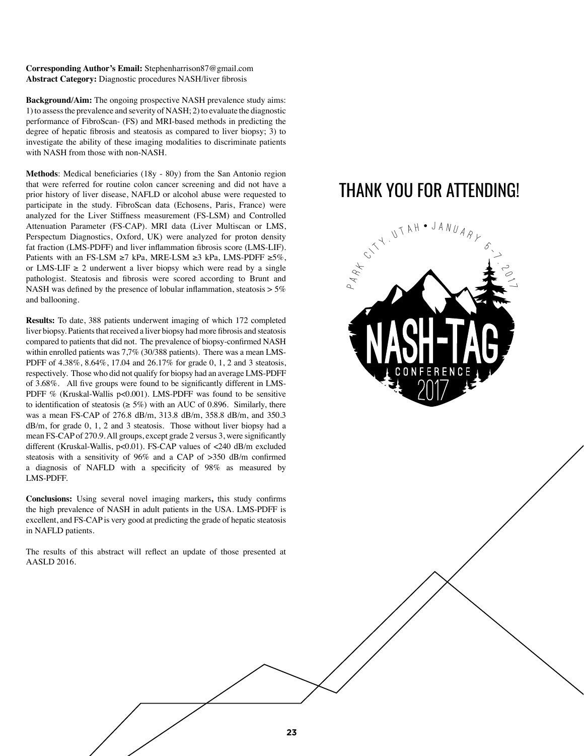**Corresponding Author's Email:** Stephenharrison87@gmail.com
**Abstract Category:** Diagnostic procedures NASH/liver fibrosis

**Background/Aim:** The ongoing prospective NASH prevalence study aims: 1) to assess the prevalence and severity of NASH; 2) to evaluate the diagnostic performance of FibroScan- (FS) and MRI-based methods in predicting the degree of hepatic fibrosis and steatosis as compared to liver biopsy; 3) to investigate the ability of these imaging modalities to discriminate patients with NASH from those with non-NASH.

**Methods**: Medical beneficiaries (18y - 80y) from the San Antonio region that were referred for routine colon cancer screening and did not have a prior history of liver disease, NAFLD or alcohol abuse were requested to participate in the study. FibroScan data (Echosens, Paris, France) were analyzed for the Liver Stiffness measurement (FS-LSM) and Controlled Attenuation Parameter (FS-CAP). MRI data (Liver Multiscan or LMS, Perspectum Diagnostics, Oxford, UK) were analyzed for proton density fat fraction (LMS-PDFF) and liver inflammation fibrosis score (LMS-LIF). Patients with an FS-LSM ≥7 kPa, MRE-LSM ≥3 kPa, LMS-PDFF ≥5%, or LMS-LIF ≥ 2 underwent a liver biopsy which were read by a single pathologist. Steatosis and fibrosis were scored according to Brunt and NASH was defined by the presence of lobular inflammation, steatosis > 5% and ballooning.

**Results:** To date, 388 patients underwent imaging of which 172 completed liver biopsy. Patients that received a liver biopsy had more fibrosis and steatosis compared to patients that did not. The prevalence of biopsy-confirmed NASH within enrolled patients was 7,7% (30/388 patients). There was a mean LMS-PDFF of 4.38%, 8.64%, 17.04 and 26.17% for grade 0, 1, 2 and 3 steatosis, respectively. Those who did not qualify for biopsy had an average LMS-PDFF of 3.68%. All five groups were found to be significantly different in LMS-PDFF % (Kruskal-Wallis $p<0.001$). LMS-PDFF was found to be sensitive to identification of steatosis (≥ 5%) with an AUC of 0.896. Similarly, there was a mean FS-CAP of 276.8 dB/m, 313.8 dB/m, 358.8 dB/m, and 350.3 dB/m, for grade 0, 1, 2 and 3 steatosis. Those without liver biopsy had a mean FS-CAP of 270.9. All groups, except grade 2 versus 3, were significantly different (Kruskal-Wallis, $p<0.01$). FS-CAP values of <240 dB/m excluded steatosis with a sensitivity of 96% and a CAP of >350 dB/m confirmed a diagnosis of NAFLD with a specificity of 98% as measured by LMS-PDFF.

**Conclusions:** Using several novel imaging markers**,** this study confirms the high prevalence of NASH in adult patients in the USA. LMS-PDFF is excellent, and FS-CAP is very good at predicting the grade of hepatic steatosis in NAFLD patients.

The results of this abstract will reflect an update of those presented at AASLD 2016.

# THANK YOU FOR ATTENDING!

PARK CITY, UTAH • JANUARY 6-7, 2017

NASH-TAG CONFERENCE 2017